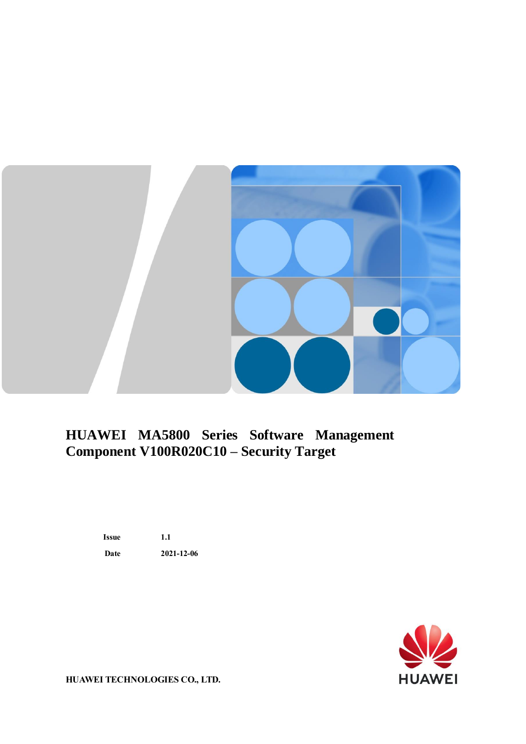# HUAWEI MA5800 Series Software Management Component V100R020C10 – Security Target

| | |
|---|---|
| **Issue** | **1.1** |
| **Date** | **2021-12-06** |

**HUAWEI TECHNOLOGIES CO., LTD.**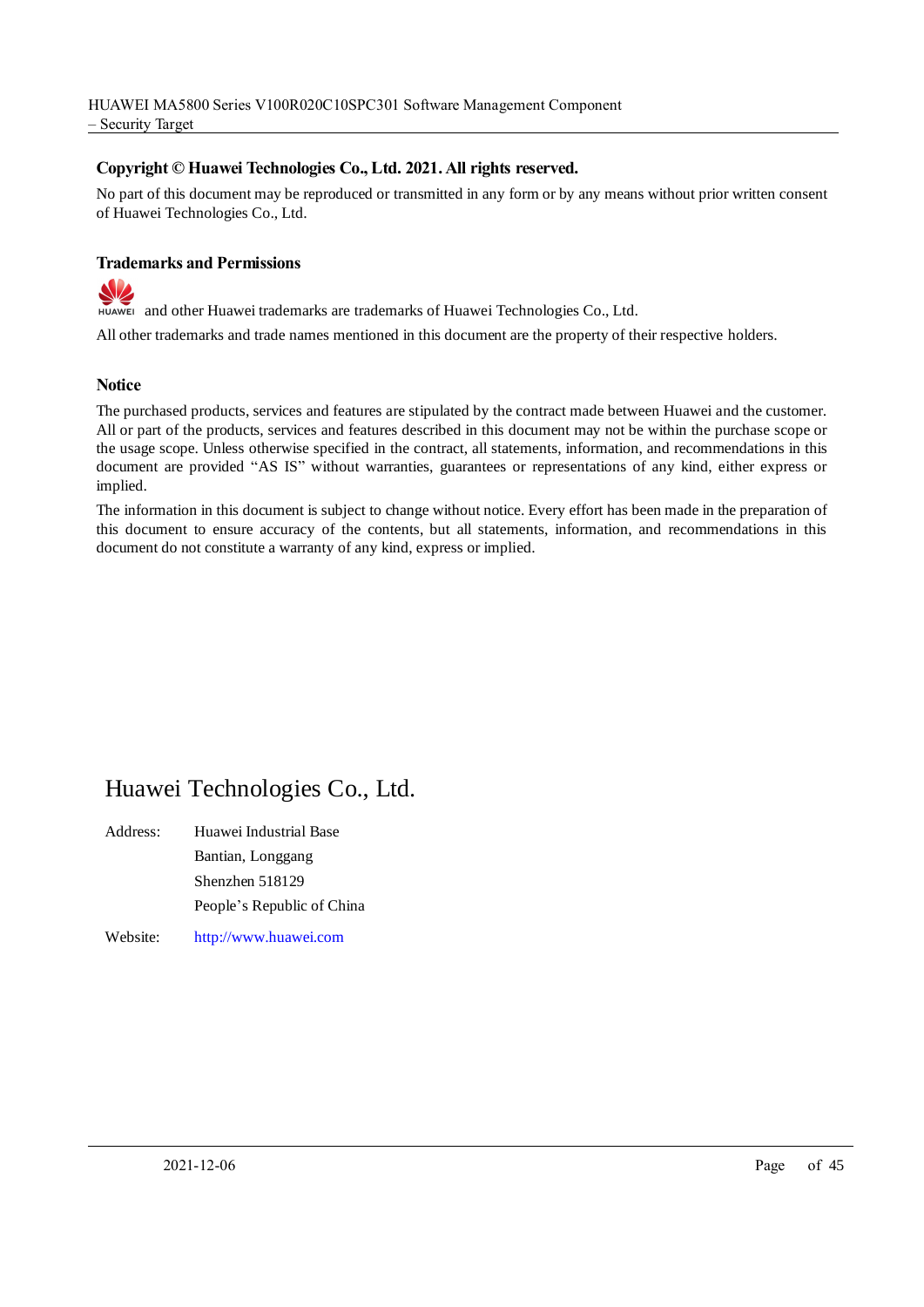**Copyright © Huawei Technologies Co., Ltd. 2021. All rights reserved.**

No part of this document may be reproduced or transmitted in any form or by any means without prior written consent of Huawei Technologies Co., Ltd.

**Trademarks and Permissions**

HUAWEI and other Huawei trademarks are trademarks of Huawei Technologies Co., Ltd.

All other trademarks and trade names mentioned in this document are the property of their respective holders.

**Notice**

The purchased products, services and features are stipulated by the contract made between Huawei and the customer. All or part of the products, services and features described in this document may not be within the purchase scope or the usage scope. Unless otherwise specified in the contract, all statements, information, and recommendations in this document are provided "AS IS" without warranties, guarantees or representations of any kind, either express or implied.

The information in this document is subject to change without notice. Every effort has been made in the preparation of this document to ensure accuracy of the contents, but all statements, information, and recommendations in this document do not constitute a warranty of any kind, express or implied.

# Huawei Technologies Co., Ltd.

Address: Huawei Industrial Base
Bantian, Longgang
Shenzhen 518129
People's Republic of China

Website: http://www.huawei.com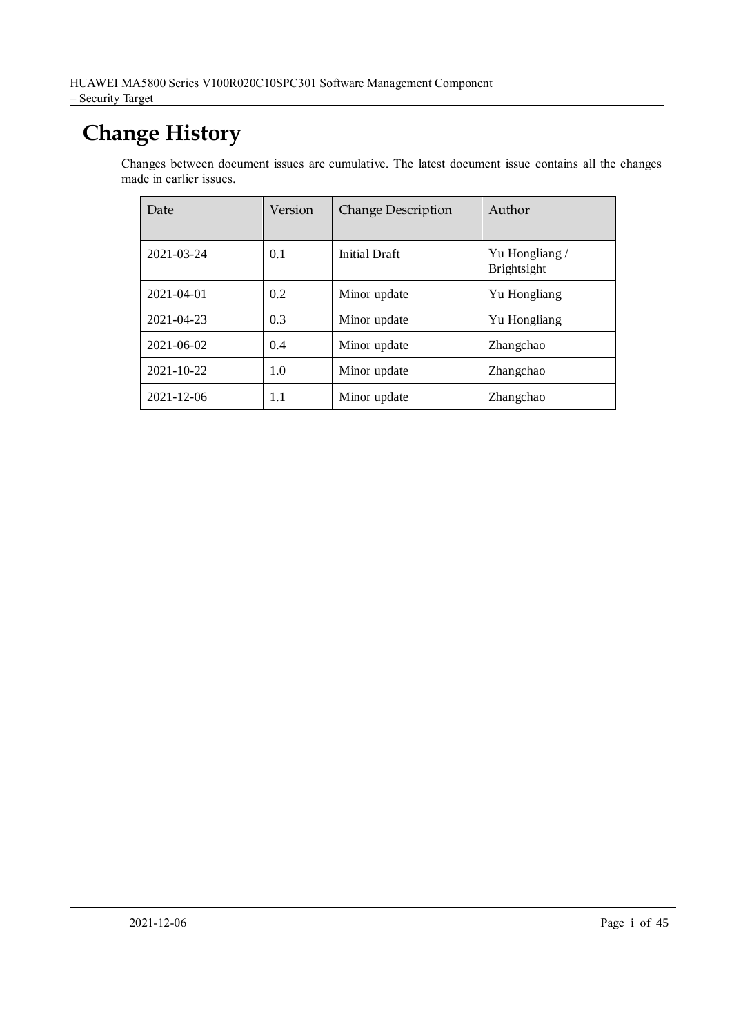# Change History

Changes between document issues are cumulative. The latest document issue contains all the changes made in earlier issues.

| Date | Version | Change Description | Author |
|---|---|---|---|
| 2021-03-24 | 0.1 | Initial Draft | Yu Hongliang / Brightsight |
| 2021-04-01 | 0.2 | Minor update | Yu Hongliang |
| 2021-04-23 | 0.3 | Minor update | Yu Hongliang |
| 2021-06-02 | 0.4 | Minor update | Zhangchao |
| 2021-10-22 | 1.0 | Minor update | Zhangchao |
| 2021-12-06 | 1.1 | Minor update | Zhangchao |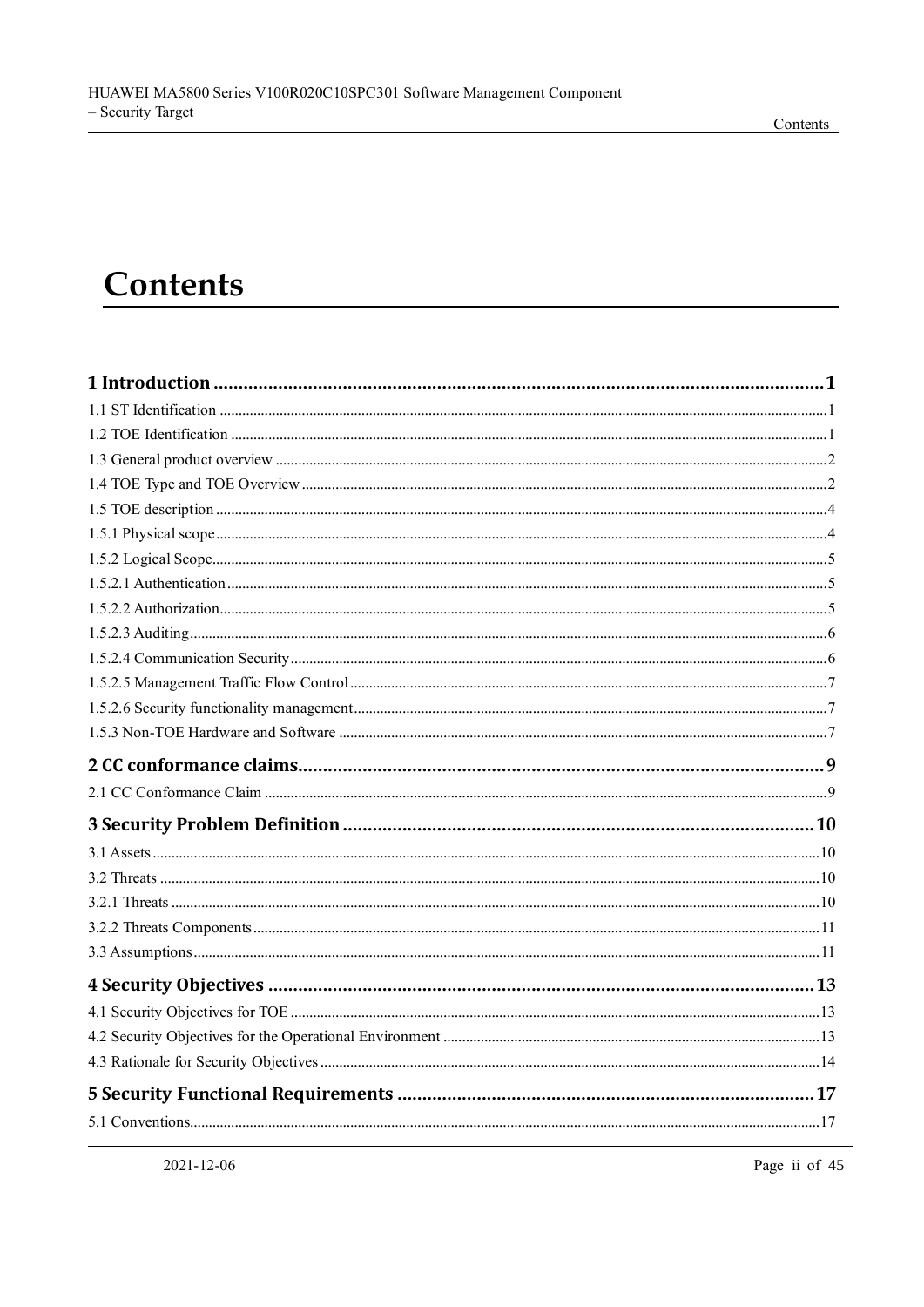# Contents

**1 Introduction ... 1**

1.1 ST Identification ... 1

1.2 TOE Identification ... 1

1.3 General product overview ... 2

1.4 TOE Type and TOE Overview ... 2

1.5 TOE description ... 4

1.5.1 Physical scope ... 4

1.5.2 Logical Scope ... 5

1.5.2.1 Authentication ... 5

1.5.2.2 Authorization ... 5

1.5.2.3 Auditing ... 6

1.5.2.4 Communication Security ... 6

1.5.2.5 Management Traffic Flow Control ... 7

1.5.2.6 Security functionality management ... 7

1.5.3 Non-TOE Hardware and Software ... 7

**2 CC conformance claims ... 9**

2.1 CC Conformance Claim ... 9

**3 Security Problem Definition ... 10**

3.1 Assets ... 10

3.2 Threats ... 10

3.2.1 Threats ... 10

3.2.2 Threats Components ... 11

3.3 Assumptions ... 11

**4 Security Objectives ... 13**

4.1 Security Objectives for TOE ... 13

4.2 Security Objectives for the Operational Environment ... 13

4.3 Rationale for Security Objectives ... 14

**5 Security Functional Requirements ... 17**

5.1 Conventions ... 17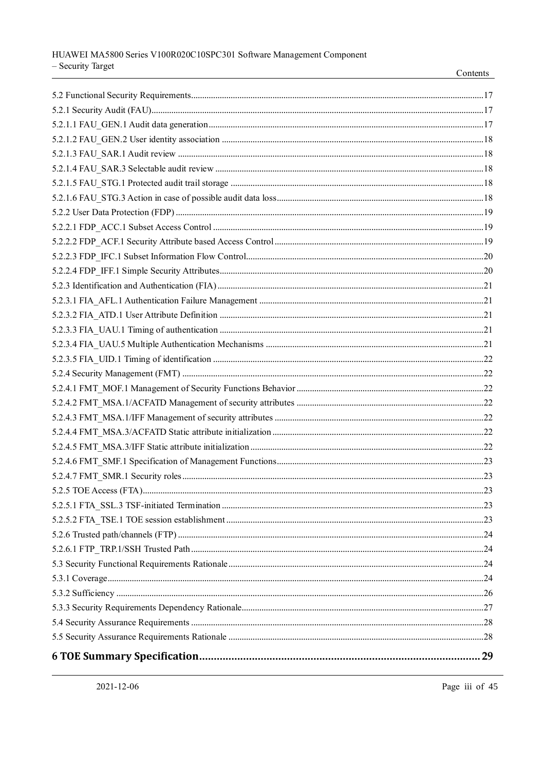5.2 Functional Security Requirements....17

5.2.1 Security Audit (FAU)....17

5.2.1.1 FAU_GEN.1 Audit data generation....17

5.2.1.2 FAU_GEN.2 User identity association....18

5.2.1.3 FAU_SAR.1 Audit review....18

5.2.1.4 FAU_SAR.3 Selectable audit review....18

5.2.1.5 FAU_STG.1 Protected audit trail storage....18

5.2.1.6 FAU_STG.3 Action in case of possible audit data loss....18

5.2.2 User Data Protection (FDP)....19

5.2.2.1 FDP_ACC.1 Subset Access Control....19

5.2.2.2 FDP_ACF.1 Security Attribute based Access Control....19

5.2.2.3 FDP_IFC.1 Subset Information Flow Control....20

5.2.2.4 FDP_IFF.1 Simple Security Attributes....20

5.2.3 Identification and Authentication (FIA)....21

5.2.3.1 FIA_AFL.1 Authentication Failure Management....21

5.2.3.2 FIA_ATD.1 User Attribute Definition....21

5.2.3.3 FIA_UAU.1 Timing of authentication....21

5.2.3.4 FIA_UAU.5 Multiple Authentication Mechanisms....21

5.2.3.5 FIA_UID.1 Timing of identification....22

5.2.4 Security Management (FMT)....22

5.2.4.1 FMT_MOF.1 Management of Security Functions Behavior....22

5.2.4.2 FMT_MSA.1/ACFATD Management of security attributes....22

5.2.4.3 FMT_MSA.1/IFF Management of security attributes....22

5.2.4.4 FMT_MSA.3/ACFATD Static attribute initialization....22

5.2.4.5 FMT_MSA.3/IFF Static attribute initialization....22

5.2.4.6 FMT_SMF.1 Specification of Management Functions....23

5.2.4.7 FMT_SMR.1 Security roles....23

5.2.5 TOE Access (FTA)....23

5.2.5.1 FTA_SSL.3 TSF-initiated Termination....23

5.2.5.2 FTA_TSE.1 TOE session establishment....23

5.2.6 Trusted path/channels (FTP)....24

5.2.6.1 FTP_TRP.1/SSH Trusted Path....24

5.3 Security Functional Requirements Rationale....24

5.3.1 Coverage....24

5.3.2 Sufficiency....26

5.3.3 Security Requirements Dependency Rationale....27

5.4 Security Assurance Requirements....28

5.5 Security Assurance Requirements Rationale....28

**6 TOE Summary Specification....29**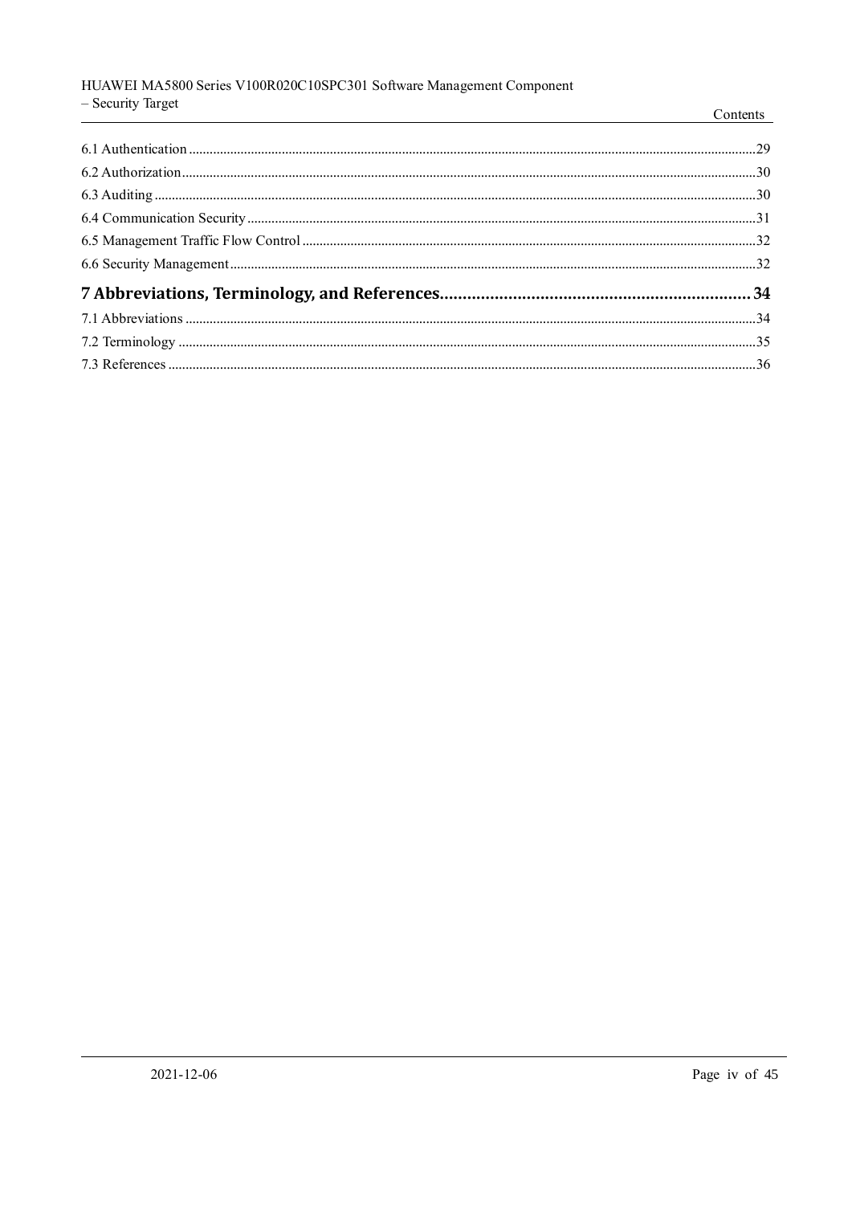6.1 Authentication ....................................................................................................................................................29
6.2 Authorization......................................................................................................................................................30
6.3 Auditing .............................................................................................................................................................30
6.4 Communication Security ...................................................................................................................................31
6.5 Management Traffic Flow Control ...................................................................................................................32
6.6 Security Management........................................................................................................................................32

**7 Abbreviations, Terminology, and References....................................................................34**

7.1 Abbreviations .....................................................................................................................................................34
7.2 Terminology .......................................................................................................................................................35
7.3 References ..........................................................................................................................................................36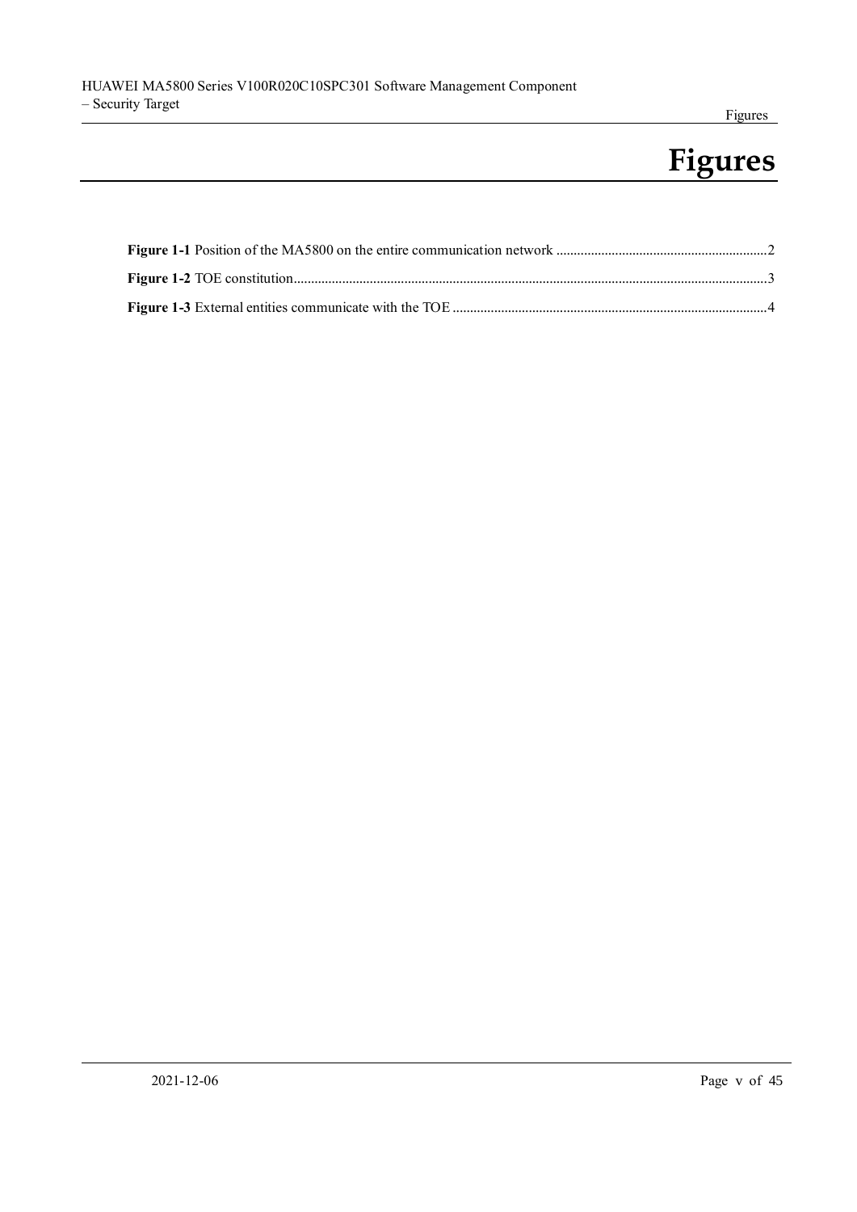# Figures

**Figure 1-1** Position of the MA5800 on the entire communication network ............................................................2

**Figure 1-2** TOE constitution.......................................................................................................................................3

**Figure 1-3** External entities communicate with the TOE ..........................................................................................4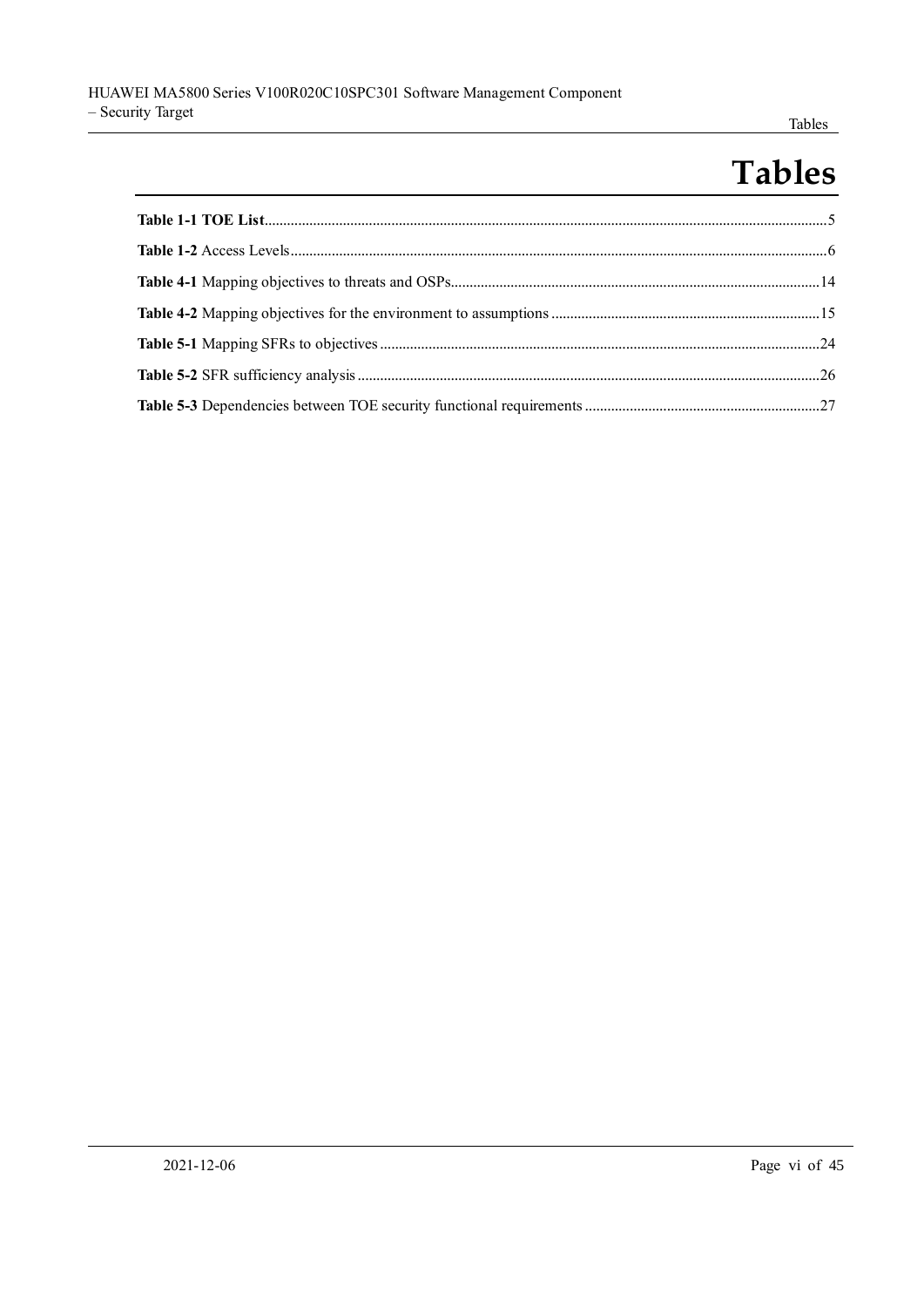# Tables

**Table 1-1 TOE List**.....5

**Table 1-2** Access Levels.....6

**Table 4-1** Mapping objectives to threats and OSPs.....14

**Table 4-2** Mapping objectives for the environment to assumptions.....15

**Table 5-1** Mapping SFRs to objectives.....24

**Table 5-2** SFR sufficiency analysis.....26

**Table 5-3** Dependencies between TOE security functional requirements.....27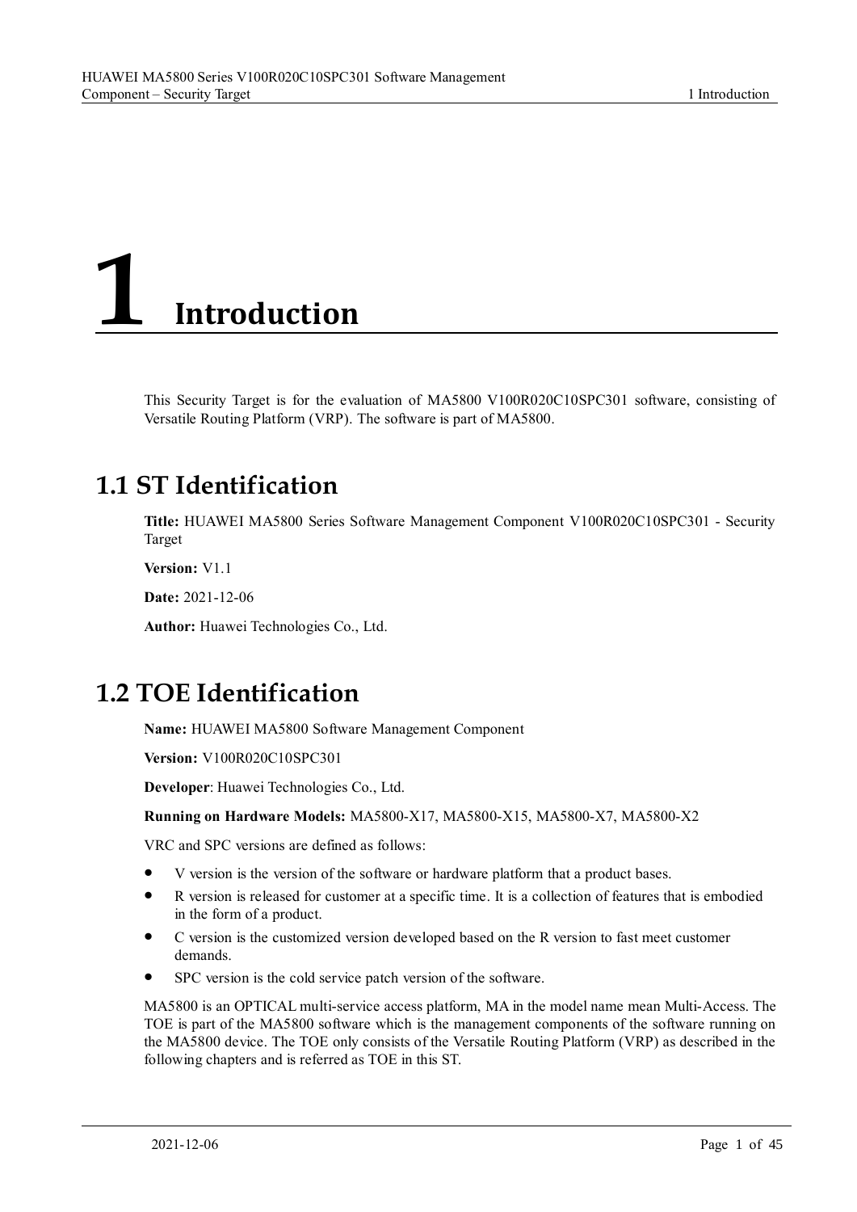# 1 Introduction

This Security Target is for the evaluation of MA5800 V100R020C10SPC301 software, consisting of Versatile Routing Platform (VRP). The software is part of MA5800.

## 1.1 ST Identification

**Title:** HUAWEI MA5800 Series Software Management Component V100R020C10SPC301 - Security Target

**Version:** V1.1

**Date:** 2021-12-06

**Author:** Huawei Technologies Co., Ltd.

## 1.2 TOE Identification

**Name:** HUAWEI MA5800 Software Management Component

**Version:** V100R020C10SPC301

**Developer**: Huawei Technologies Co., Ltd.

**Running on Hardware Models:** MA5800-X17, MA5800-X15, MA5800-X7, MA5800-X2

VRC and SPC versions are defined as follows:

- V version is the version of the software or hardware platform that a product bases.
- R version is released for customer at a specific time. It is a collection of features that is embodied in the form of a product.
- C version is the customized version developed based on the R version to fast meet customer demands.
- SPC version is the cold service patch version of the software.

MA5800 is an OPTICAL multi-service access platform, MA in the model name mean Multi-Access. The TOE is part of the MA5800 software which is the management components of the software running on the MA5800 device. The TOE only consists of the Versatile Routing Platform (VRP) as described in the following chapters and is referred as TOE in this ST.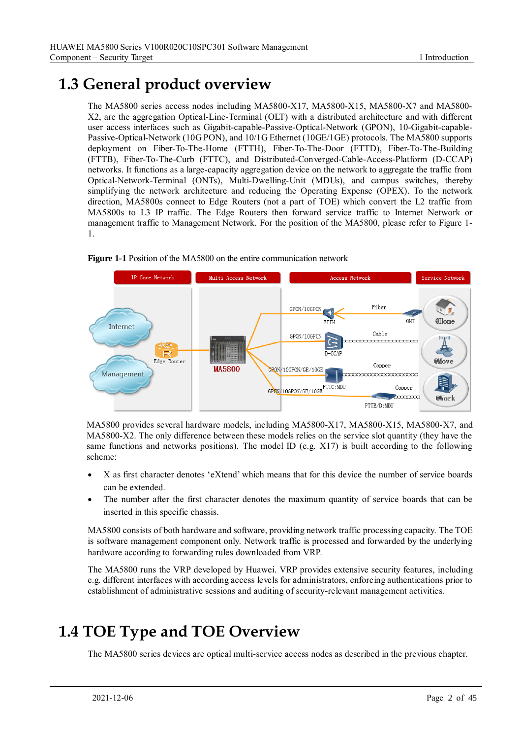# 1.3 General product overview

The MA5800 series access nodes including MA5800-X17, MA5800-X15, MA5800-X7 and MA5800-X2, are the aggregation Optical-Line-Terminal (OLT) with a distributed architecture and with different user access interfaces such as Gigabit-capable-Passive-Optical-Network (GPON), 10-Gigabit-capable-Passive-Optical-Network (10G PON), and 10/1G Ethernet (10GE/1GE) protocols. The MA5800 supports deployment on Fiber-To-The-Home (FTTH), Fiber-To-The-Door (FTTD), Fiber-To-The-Building (FTTB), Fiber-To-The-Curb (FTTC), and Distributed-Converged-Cable-Access-Platform (D-CCAP) networks. It functions as a large-capacity aggregation device on the network to aggregate the traffic from Optical-Network-Terminal (ONTs), Multi-Dwelling-Unit (MDUs), and campus switches, thereby simplifying the network architecture and reducing the Operating Expense (OPEX). To the network direction, MA5800s connect to Edge Routers (not a part of TOE) which convert the L2 traffic from MA5800s to L3 IP traffic. The Edge Routers then forward service traffic to Internet Network or management traffic to Management Network. For the position of the MA5800, please refer to Figure 1-1.

**Figure 1-1** Position of the MA5800 on the entire communication network

MA5800 provides several hardware models, including MA5800-X17, MA5800-X15, MA5800-X7, and MA5800-X2. The only difference between these models relies on the service slot quantity (they have the same functions and networks positions). The model ID (e.g. X17) is built according to the following scheme:

- X as first character denotes 'eXtend' which means that for this device the number of service boards can be extended.
- The number after the first character denotes the maximum quantity of service boards that can be inserted in this specific chassis.

MA5800 consists of both hardware and software, providing network traffic processing capacity. The TOE is software management component only. Network traffic is processed and forwarded by the underlying hardware according to forwarding rules downloaded from VRP.

The MA5800 runs the VRP developed by Huawei. VRP provides extensive security features, including e.g. different interfaces with according access levels for administrators, enforcing authentications prior to establishment of administrative sessions and auditing of security-relevant management activities.

# 1.4 TOE Type and TOE Overview

The MA5800 series devices are optical multi-service access nodes as described in the previous chapter.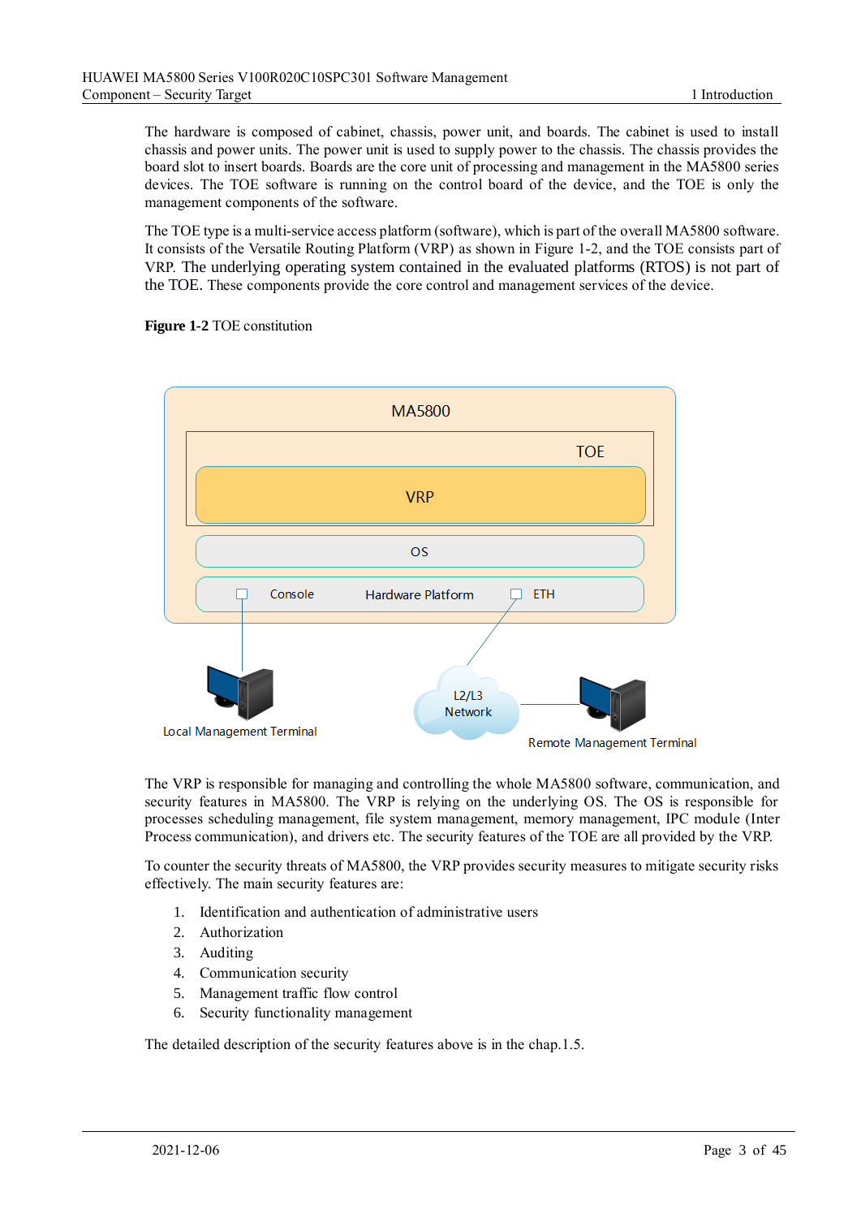The hardware is composed of cabinet, chassis, power unit, and boards. The cabinet is used to install chassis and power units. The power unit is used to supply power to the chassis. The chassis provides the board slot to insert boards. Boards are the core unit of processing and management in the MA5800 series devices. The TOE software is running on the control board of the device, and the TOE is only the management components of the software.

The TOE type is a multi-service access platform (software), which is part of the overall MA5800 software. It consists of the Versatile Routing Platform (VRP) as shown in Figure 1-2, and the TOE consists part of VRP. The underlying operating system contained in the evaluated platforms (RTOS) is not part of the TOE. These components provide the core control and management services of the device.

**Figure 1-2** TOE constitution

The VRP is responsible for managing and controlling the whole MA5800 software, communication, and security features in MA5800. The VRP is relying on the underlying OS. The OS is responsible for processes scheduling management, file system management, memory management, IPC module (Inter Process communication), and drivers etc. The security features of the TOE are all provided by the VRP.

To counter the security threats of MA5800, the VRP provides security measures to mitigate security risks effectively. The main security features are:

1. Identification and authentication of administrative users
2. Authorization
3. Auditing
4. Communication security
5. Management traffic flow control
6. Security functionality management

The detailed description of the security features above is in the chap.1.5.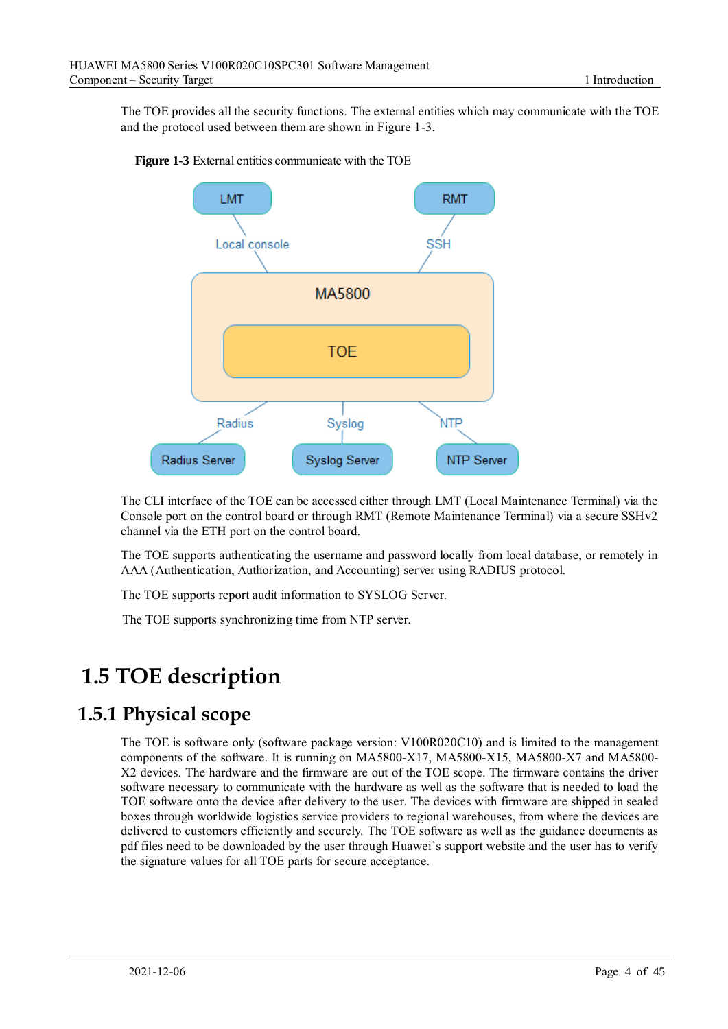The TOE provides all the security functions. The external entities which may communicate with the TOE and the protocol used between them are shown in Figure 1-3.

**Figure 1-3** External entities communicate with the TOE

The CLI interface of the TOE can be accessed either through LMT (Local Maintenance Terminal) via the Console port on the control board or through RMT (Remote Maintenance Terminal) via a secure SSHv2 channel via the ETH port on the control board.

The TOE supports authenticating the username and password locally from local database, or remotely in AAA (Authentication, Authorization, and Accounting) server using RADIUS protocol.

The TOE supports report audit information to SYSLOG Server.

The TOE supports synchronizing time from NTP server.

# 1.5 TOE description

## 1.5.1 Physical scope

The TOE is software only (software package version: V100R020C10) and is limited to the management components of the software. It is running on MA5800-X17, MA5800-X15, MA5800-X7 and MA5800-X2 devices. The hardware and the firmware are out of the TOE scope. The firmware contains the driver software necessary to communicate with the hardware as well as the software that is needed to load the TOE software onto the device after delivery to the user. The devices with firmware are shipped in sealed boxes through worldwide logistics service providers to regional warehouses, from where the devices are delivered to customers efficiently and securely. The TOE software as well as the guidance documents as pdf files need to be downloaded by the user through Huawei's support website and the user has to verify the signature values for all TOE parts for secure acceptance.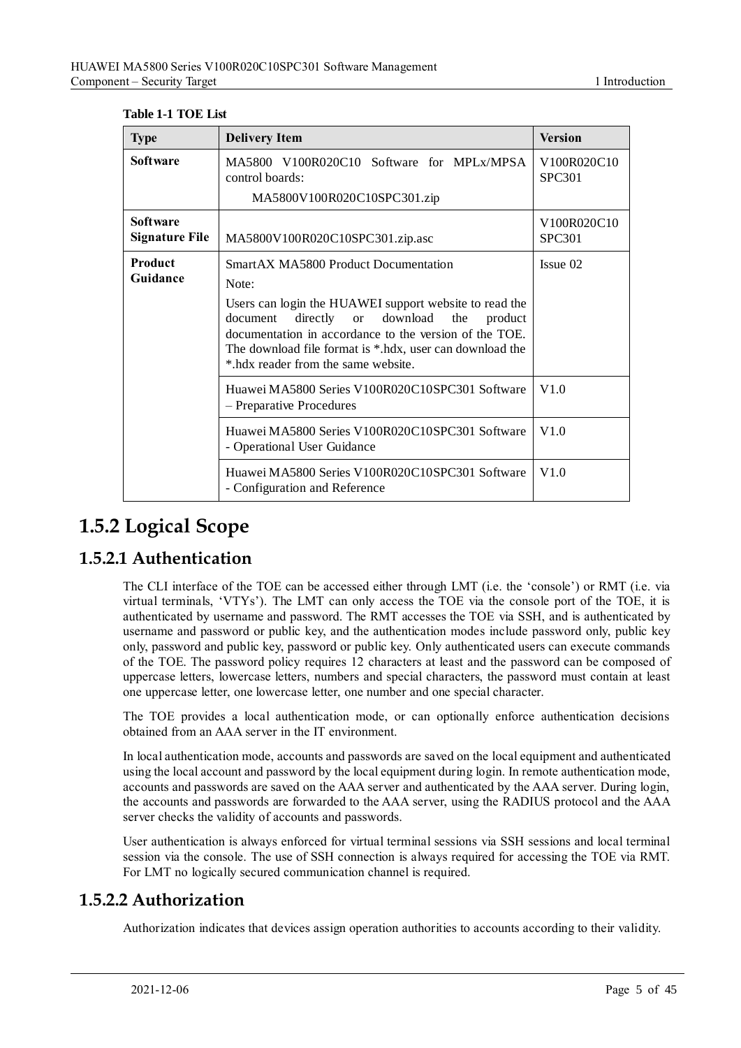**Table 1-1 TOE List**

| Type | Delivery Item | Version |
|---|---|---|
| **Software** | MA5800 V100R020C10 Software for MPLx/MPSA control boards: MA5800V100R020C10SPC301.zip | V100R020C10 SPC301 |
| **Software Signature File** | MA5800V100R020C10SPC301.zip.asc | V100R020C10 SPC301 |
| **Product Guidance** | SmartAX MA5800 Product Documentation<br>Note:<br>Users can login the HUAWEI support website to read the document directly or download the product documentation in accordance to the version of the TOE. The download file format is *.hdx, user can download the *.hdx reader from the same website. | Issue 02 |
| | Huawei MA5800 Series V100R020C10SPC301 Software – Preparative Procedures | V1.0 |
| | Huawei MA5800 Series V100R020C10SPC301 Software - Operational User Guidance | V1.0 |
| | Huawei MA5800 Series V100R020C10SPC301 Software - Configuration and Reference | V1.0 |

## 1.5.2 Logical Scope

### 1.5.2.1 Authentication

The CLI interface of the TOE can be accessed either through LMT (i.e. the 'console') or RMT (i.e. via virtual terminals, 'VTYs'). The LMT can only access the TOE via the console port of the TOE, it is authenticated by username and password. The RMT accesses the TOE via SSH, and is authenticated by username and password or public key, and the authentication modes include password only, public key only, password and public key, password or public key. Only authenticated users can execute commands of the TOE. The password policy requires 12 characters at least and the password can be composed of uppercase letters, lowercase letters, numbers and special characters, the password must contain at least one uppercase letter, one lowercase letter, one number and one special character.

The TOE provides a local authentication mode, or can optionally enforce authentication decisions obtained from an AAA server in the IT environment.

In local authentication mode, accounts and passwords are saved on the local equipment and authenticated using the local account and password by the local equipment during login. In remote authentication mode, accounts and passwords are saved on the AAA server and authenticated by the AAA server. During login, the accounts and passwords are forwarded to the AAA server, using the RADIUS protocol and the AAA server checks the validity of accounts and passwords.

User authentication is always enforced for virtual terminal sessions via SSH sessions and local terminal session via the console. The use of SSH connection is always required for accessing the TOE via RMT. For LMT no logically secured communication channel is required.

### 1.5.2.2 Authorization

Authorization indicates that devices assign operation authorities to accounts according to their validity.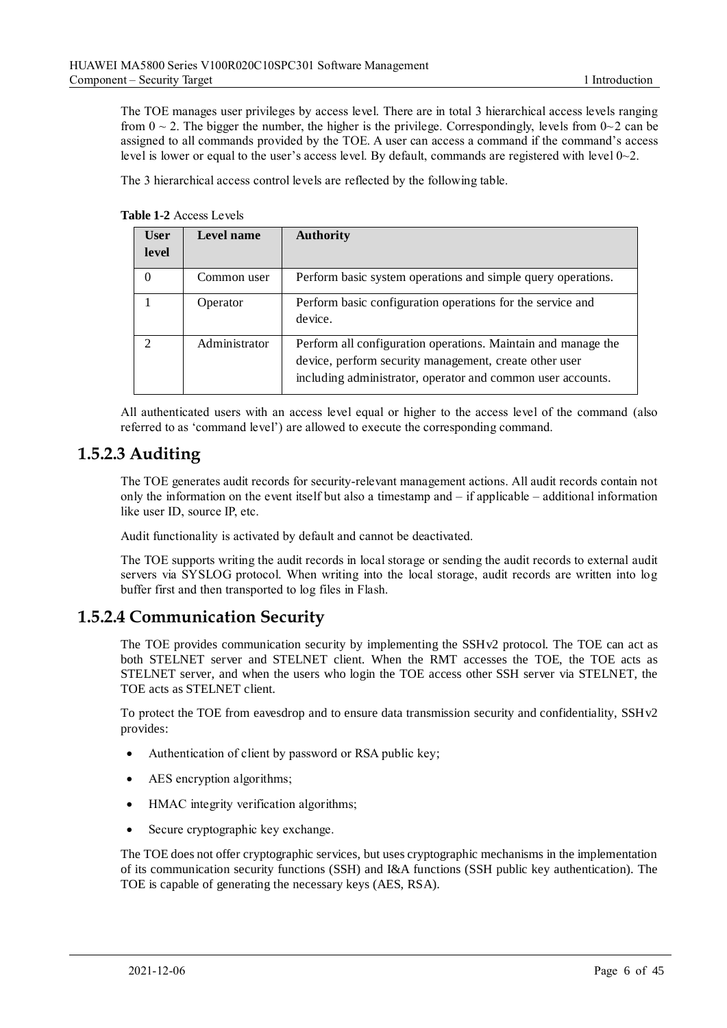The TOE manages user privileges by access level. There are in total 3 hierarchical access levels ranging from 0 ~ 2. The bigger the number, the higher is the privilege. Correspondingly, levels from 0~2 can be assigned to all commands provided by the TOE. A user can access a command if the command's access level is lower or equal to the user's access level. By default, commands are registered with level 0~2.

The 3 hierarchical access control levels are reflected by the following table.

**Table 1-2** Access Levels

| User level | Level name | Authority |
|---|---|---|
| 0 | Common user | Perform basic system operations and simple query operations. |
| 1 | Operator | Perform basic configuration operations for the service and device. |
| 2 | Administrator | Perform all configuration operations. Maintain and manage the device, perform security management, create other user including administrator, operator and common user accounts. |

All authenticated users with an access level equal or higher to the access level of the command (also referred to as 'command level') are allowed to execute the corresponding command.

### 1.5.2.3 Auditing

The TOE generates audit records for security-relevant management actions. All audit records contain not only the information on the event itself but also a timestamp and – if applicable – additional information like user ID, source IP, etc.

Audit functionality is activated by default and cannot be deactivated.

The TOE supports writing the audit records in local storage or sending the audit records to external audit servers via SYSLOG protocol. When writing into the local storage, audit records are written into log buffer first and then transported to log files in Flash.

### 1.5.2.4 Communication Security

The TOE provides communication security by implementing the SSHv2 protocol. The TOE can act as both STELNET server and STELNET client. When the RMT accesses the TOE, the TOE acts as STELNET server, and when the users who login the TOE access other SSH server via STELNET, the TOE acts as STELNET client.

To protect the TOE from eavesdrop and to ensure data transmission security and confidentiality, SSHv2 provides:

- Authentication of client by password or RSA public key;
- AES encryption algorithms;
- HMAC integrity verification algorithms;
- Secure cryptographic key exchange.

The TOE does not offer cryptographic services, but uses cryptographic mechanisms in the implementation of its communication security functions (SSH) and I&A functions (SSH public key authentication). The TOE is capable of generating the necessary keys (AES, RSA).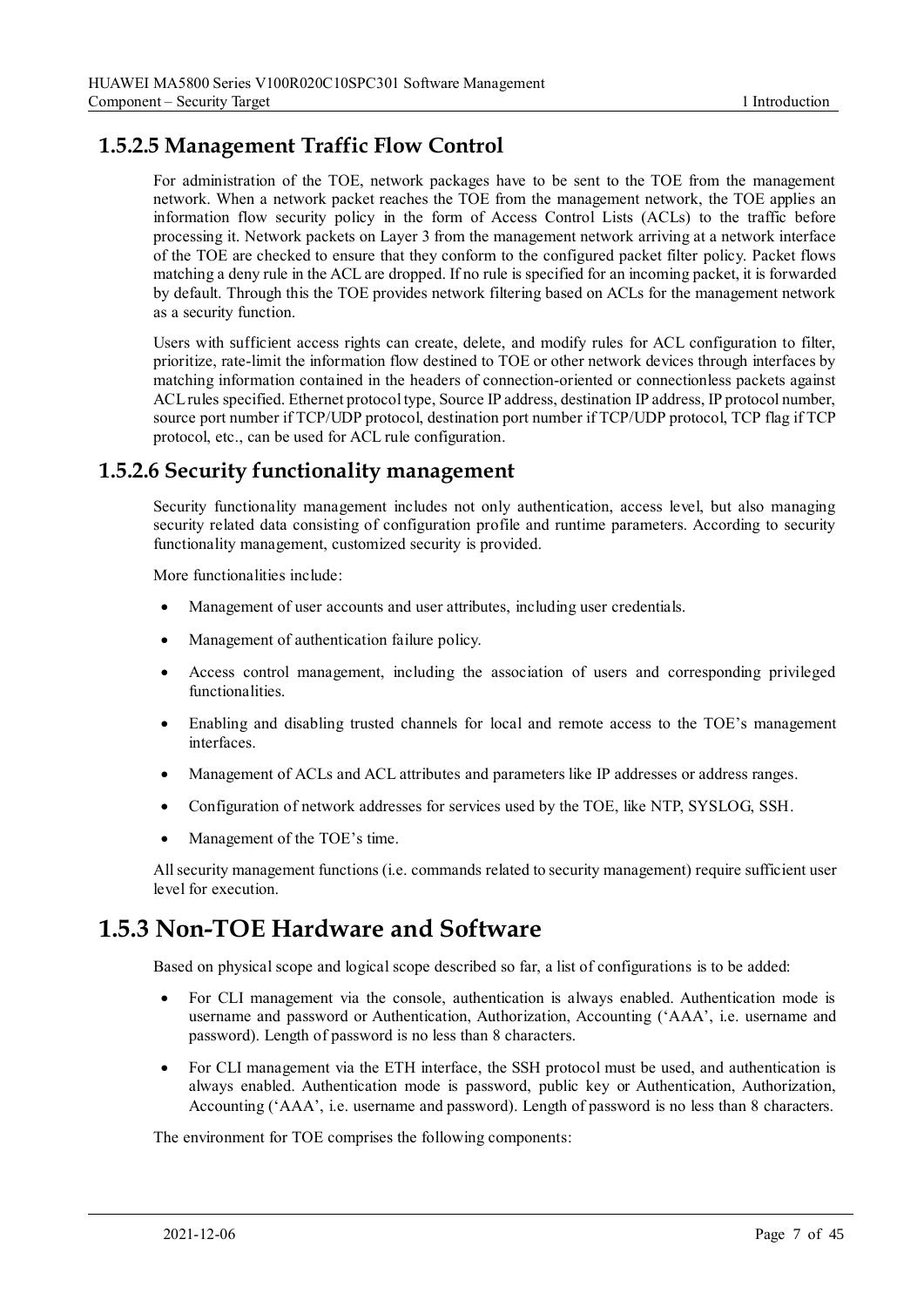### 1.5.2.5 Management Traffic Flow Control

For administration of the TOE, network packages have to be sent to the TOE from the management network. When a network packet reaches the TOE from the management network, the TOE applies an information flow security policy in the form of Access Control Lists (ACLs) to the traffic before processing it. Network packets on Layer 3 from the management network arriving at a network interface of the TOE are checked to ensure that they conform to the configured packet filter policy. Packet flows matching a deny rule in the ACL are dropped. If no rule is specified for an incoming packet, it is forwarded by default. Through this the TOE provides network filtering based on ACLs for the management network as a security function.

Users with sufficient access rights can create, delete, and modify rules for ACL configuration to filter, prioritize, rate-limit the information flow destined to TOE or other network devices through interfaces by matching information contained in the headers of connection-oriented or connectionless packets against ACL rules specified. Ethernet protocol type, Source IP address, destination IP address, IP protocol number, source port number if TCP/UDP protocol, destination port number if TCP/UDP protocol, TCP flag if TCP protocol, etc., can be used for ACL rule configuration.

### 1.5.2.6 Security functionality management

Security functionality management includes not only authentication, access level, but also managing security related data consisting of configuration profile and runtime parameters. According to security functionality management, customized security is provided.

More functionalities include:

- Management of user accounts and user attributes, including user credentials.
- Management of authentication failure policy.
- Access control management, including the association of users and corresponding privileged functionalities.
- Enabling and disabling trusted channels for local and remote access to the TOE's management interfaces.
- Management of ACLs and ACL attributes and parameters like IP addresses or address ranges.
- Configuration of network addresses for services used by the TOE, like NTP, SYSLOG, SSH.
- Management of the TOE's time.

All security management functions (i.e. commands related to security management) require sufficient user level for execution.

## 1.5.3 Non-TOE Hardware and Software

Based on physical scope and logical scope described so far, a list of configurations is to be added:

- For CLI management via the console, authentication is always enabled. Authentication mode is username and password or Authentication, Authorization, Accounting ('AAA', i.e. username and password). Length of password is no less than 8 characters.
- For CLI management via the ETH interface, the SSH protocol must be used, and authentication is always enabled. Authentication mode is password, public key or Authentication, Authorization, Accounting ('AAA', i.e. username and password). Length of password is no less than 8 characters.

The environment for TOE comprises the following components: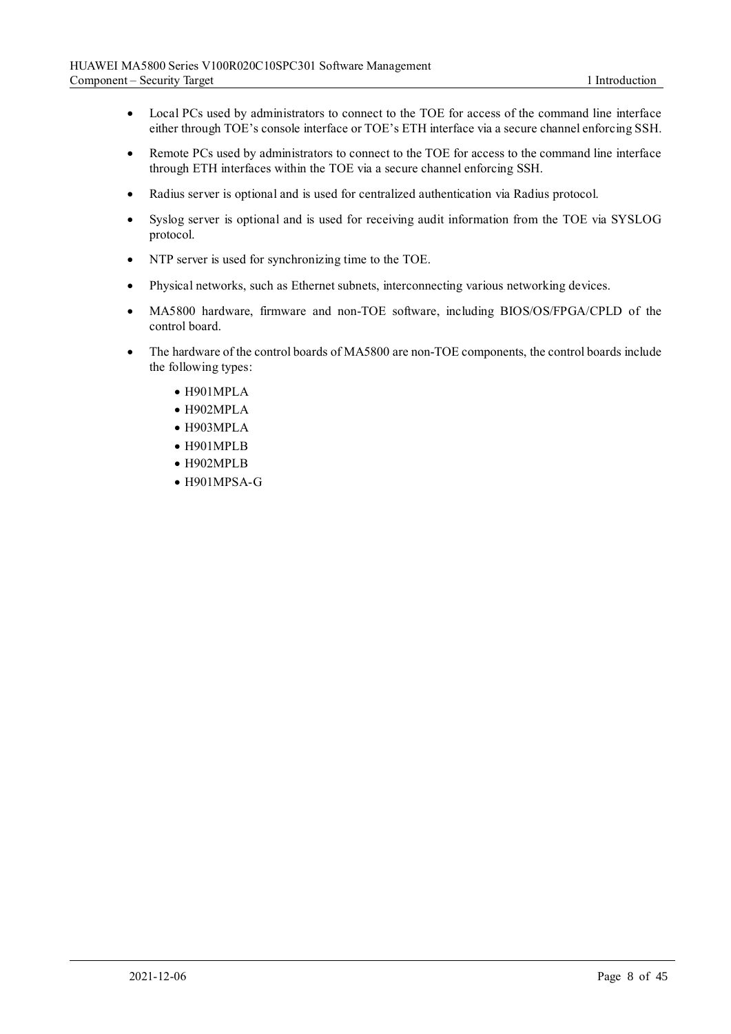- Local PCs used by administrators to connect to the TOE for access of the command line interface either through TOE's console interface or TOE's ETH interface via a secure channel enforcing SSH.
- Remote PCs used by administrators to connect to the TOE for access to the command line interface through ETH interfaces within the TOE via a secure channel enforcing SSH.
- Radius server is optional and is used for centralized authentication via Radius protocol.
- Syslog server is optional and is used for receiving audit information from the TOE via SYSLOG protocol.
- NTP server is used for synchronizing time to the TOE.
- Physical networks, such as Ethernet subnets, interconnecting various networking devices.
- MA5800 hardware, firmware and non-TOE software, including BIOS/OS/FPGA/CPLD of the control board.
- The hardware of the control boards of MA5800 are non-TOE components, the control boards include the following types:
  - H901MPLA
  - H902MPLA
  - H903MPLA
  - H901MPLB
  - H902MPLB
  - H901MPSA-G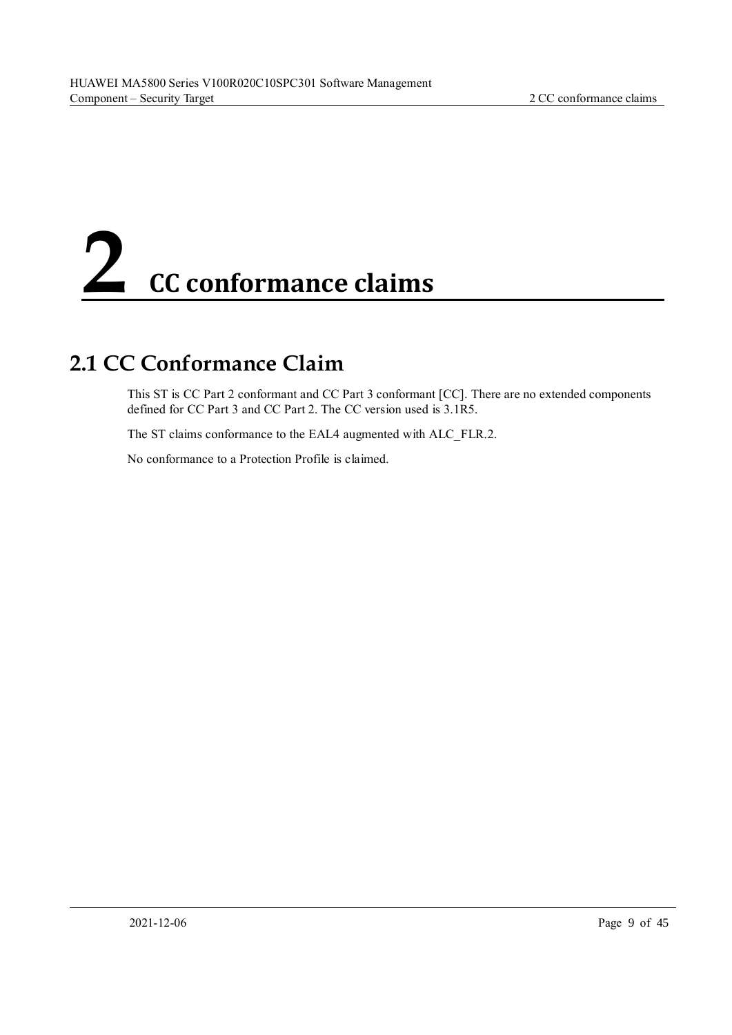# 2 CC conformance claims

## 2.1 CC Conformance Claim

This ST is CC Part 2 conformant and CC Part 3 conformant [CC]. There are no extended components defined for CC Part 3 and CC Part 2. The CC version used is 3.1R5.

The ST claims conformance to the EAL4 augmented with ALC_FLR.2.

No conformance to a Protection Profile is claimed.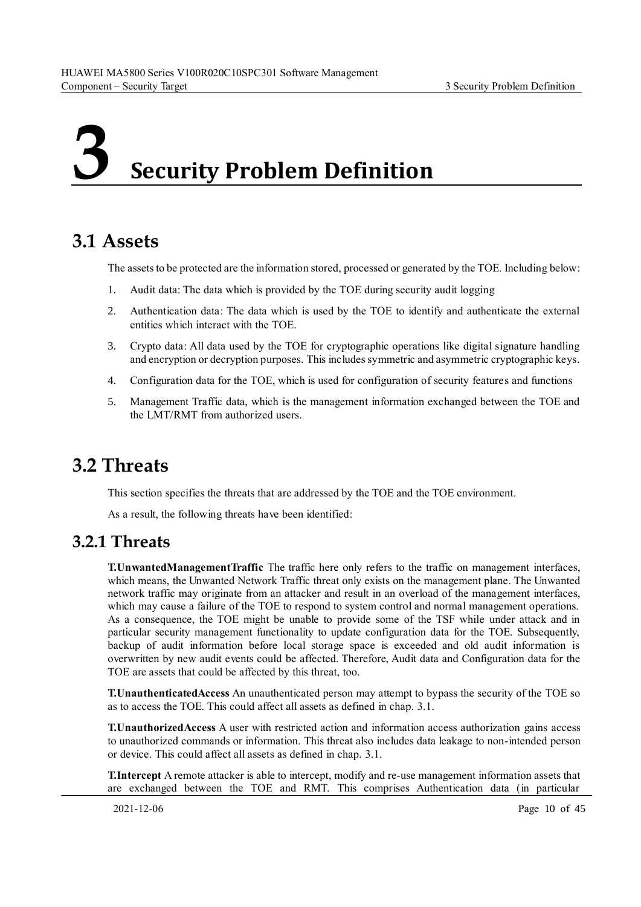// 3 Security Problem Definition

# 3 Security Problem Definition

## 3.1 Assets

The assets to be protected are the information stored, processed or generated by the TOE. Including below:

1. Audit data: The data which is provided by the TOE during security audit logging
2. Authentication data: The data which is used by the TOE to identify and authenticate the external entities which interact with the TOE.
3. Crypto data: All data used by the TOE for cryptographic operations like digital signature handling and encryption or decryption purposes. This includes symmetric and asymmetric cryptographic keys.
4. Configuration data for the TOE, which is used for configuration of security features and functions
5. Management Traffic data, which is the management information exchanged between the TOE and the LMT/RMT from authorized users.

## 3.2 Threats

This section specifies the threats that are addressed by the TOE and the TOE environment.

As a result, the following threats have been identified:

### 3.2.1 Threats

**T.UnwantedManagementTraffic** The traffic here only refers to the traffic on management interfaces, which means, the Unwanted Network Traffic threat only exists on the management plane. The Unwanted network traffic may originate from an attacker and result in an overload of the management interfaces, which may cause a failure of the TOE to respond to system control and normal management operations. As a consequence, the TOE might be unable to provide some of the TSF while under attack and in particular security management functionality to update configuration data for the TOE. Subsequently, backup of audit information before local storage space is exceeded and old audit information is overwritten by new audit events could be affected. Therefore, Audit data and Configuration data for the TOE are assets that could be affected by this threat, too.

**T.UnauthenticatedAccess** An unauthenticated person may attempt to bypass the security of the TOE so as to access the TOE. This could affect all assets as defined in chap. 3.1.

**T.UnauthorizedAccess** A user with restricted action and information access authorization gains access to unauthorized commands or information. This threat also includes data leakage to non-intended person or device. This could affect all assets as defined in chap. 3.1.

**T.Intercept** A remote attacker is able to intercept, modify and re-use management information assets that are exchanged between the TOE and RMT. This comprises Authentication data (in particular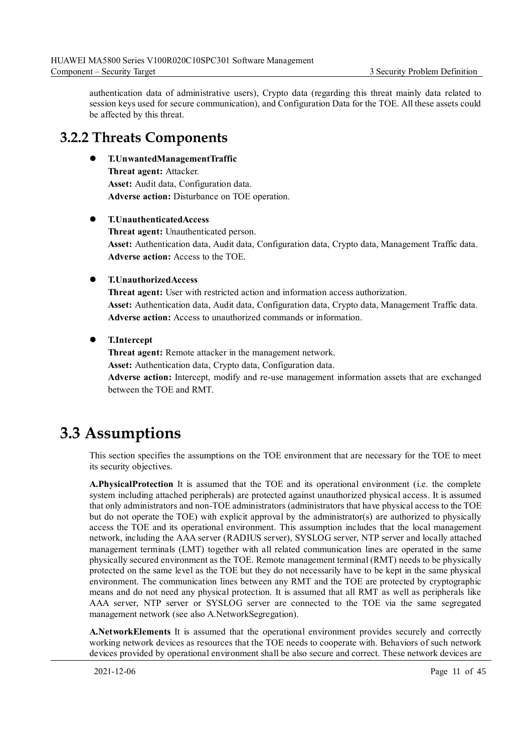authentication data of administrative users), Crypto data (regarding this threat mainly data related to session keys used for secure communication), and Configuration Data for the TOE. All these assets could be affected by this threat.

## 3.2.2 Threats Components

- **T.UnwantedManagementTraffic**
  **Threat agent:** Attacker.
  **Asset:** Audit data, Configuration data.
  **Adverse action:** Disturbance on TOE operation.

- **T.UnauthenticatedAccess**
  **Threat agent:** Unauthenticated person.
  **Asset:** Authentication data, Audit data, Configuration data, Crypto data, Management Traffic data.
  **Adverse action:** Access to the TOE.

- **T.UnauthorizedAccess**
  **Threat agent:** User with restricted action and information access authorization.
  **Asset:** Authentication data, Audit data, Configuration data, Crypto data, Management Traffic data.
  **Adverse action:** Access to unauthorized commands or information.

- **T.Intercept**
  **Threat agent:** Remote attacker in the management network.
  **Asset:** Authentication data, Crypto data, Configuration data.
  **Adverse action:** Intercept, modify and re-use management information assets that are exchanged between the TOE and RMT.

# 3.3 Assumptions

This section specifies the assumptions on the TOE environment that are necessary for the TOE to meet its security objectives.

**A.PhysicalProtection** It is assumed that the TOE and its operational environment (i.e. the complete system including attached peripherals) are protected against unauthorized physical access. It is assumed that only administrators and non-TOE administrators (administrators that have physical access to the TOE but do not operate the TOE) with explicit approval by the administrator(s) are authorized to physically access the TOE and its operational environment. This assumption includes that the local management network, including the AAA server (RADIUS server), SYSLOG server, NTP server and locally attached management terminals (LMT) together with all related communication lines are operated in the same physically secured environment as the TOE. Remote management terminal (RMT) needs to be physically protected on the same level as the TOE but they do not necessarily have to be kept in the same physical environment. The communication lines between any RMT and the TOE are protected by cryptographic means and do not need any physical protection. It is assumed that all RMT as well as peripherals like AAA server, NTP server or SYSLOG server are connected to the TOE via the same segregated management network (see also A.NetworkSegregation).

**A.NetworkElements** It is assumed that the operational environment provides securely and correctly working network devices as resources that the TOE needs to cooperate with. Behaviors of such network devices provided by operational environment shall be also secure and correct. These network devices are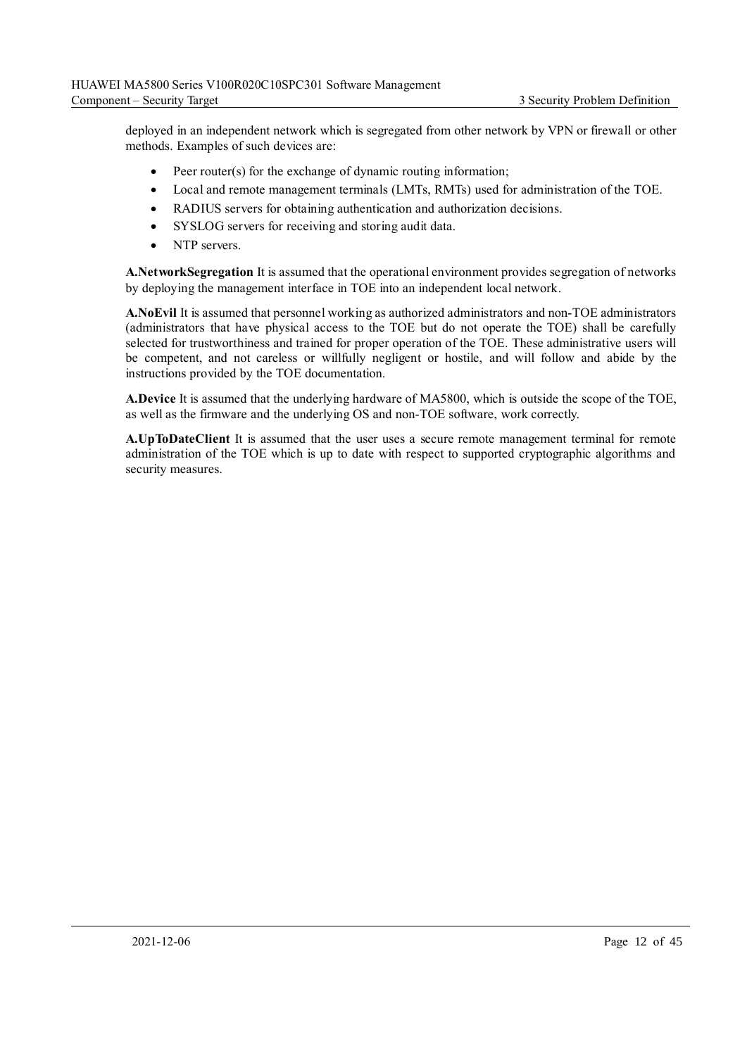deployed in an independent network which is segregated from other network by VPN or firewall or other methods. Examples of such devices are:

- Peer router(s) for the exchange of dynamic routing information;
- Local and remote management terminals (LMTs, RMTs) used for administration of the TOE.
- RADIUS servers for obtaining authentication and authorization decisions.
- SYSLOG servers for receiving and storing audit data.
- NTP servers.

**A.NetworkSegregation** It is assumed that the operational environment provides segregation of networks by deploying the management interface in TOE into an independent local network.

**A.NoEvil** It is assumed that personnel working as authorized administrators and non-TOE administrators (administrators that have physical access to the TOE but do not operate the TOE) shall be carefully selected for trustworthiness and trained for proper operation of the TOE. These administrative users will be competent, and not careless or willfully negligent or hostile, and will follow and abide by the instructions provided by the TOE documentation.

**A.Device** It is assumed that the underlying hardware of MA5800, which is outside the scope of the TOE, as well as the firmware and the underlying OS and non-TOE software, work correctly.

**A.UpToDateClient** It is assumed that the user uses a secure remote management terminal for remote administration of the TOE which is up to date with respect to supported cryptographic algorithms and security measures.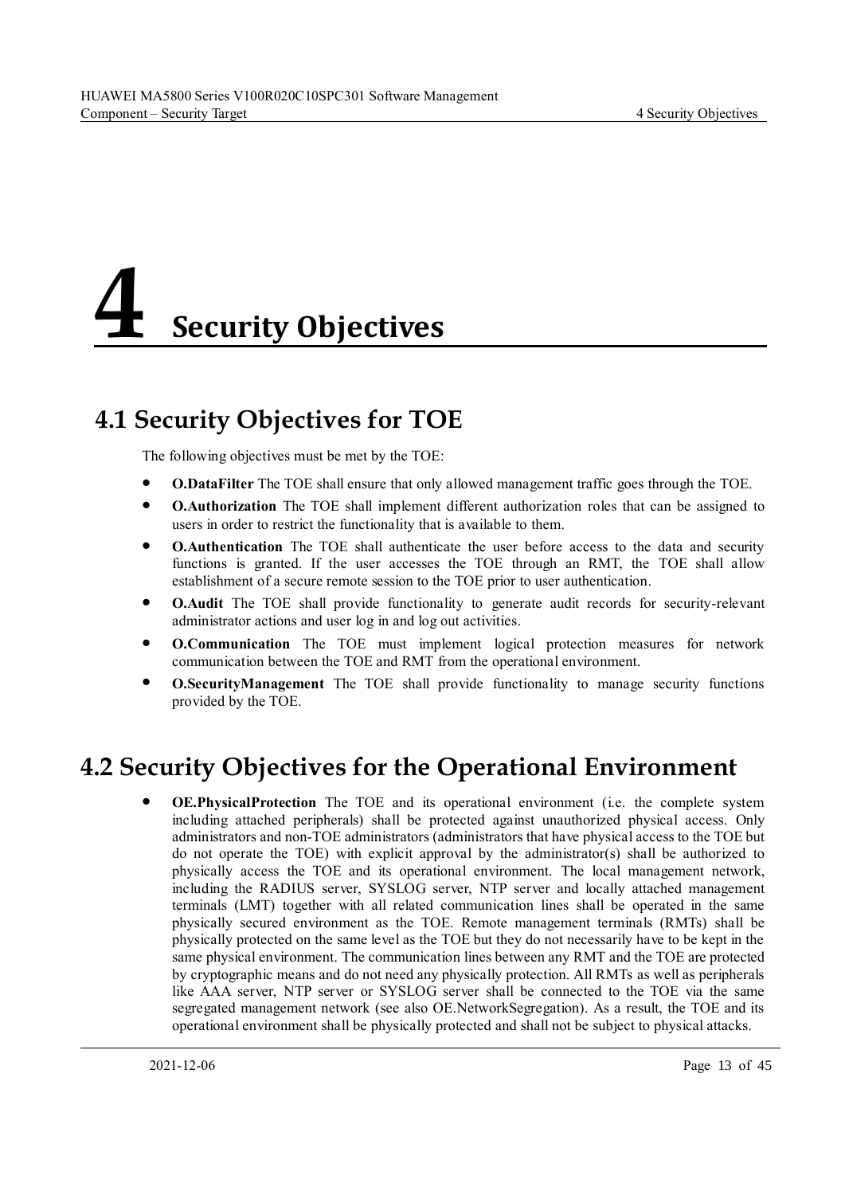// Security Objectives

# 4 Security Objectives

## 4.1 Security Objectives for TOE

The following objectives must be met by the TOE:

- **O.DataFilter** The TOE shall ensure that only allowed management traffic goes through the TOE.
- **O.Authorization** The TOE shall implement different authorization roles that can be assigned to users in order to restrict the functionality that is available to them.
- **O.Authentication** The TOE shall authenticate the user before access to the data and security functions is granted. If the user accesses the TOE through an RMT, the TOE shall allow establishment of a secure remote session to the TOE prior to user authentication.
- **O.Audit** The TOE shall provide functionality to generate audit records for security-relevant administrator actions and user log in and log out activities.
- **O.Communication** The TOE must implement logical protection measures for network communication between the TOE and RMT from the operational environment.
- **O.SecurityManagement** The TOE shall provide functionality to manage security functions provided by the TOE.

## 4.2 Security Objectives for the Operational Environment

- **OE.PhysicalProtection** The TOE and its operational environment (i.e. the complete system including attached peripherals) shall be protected against unauthorized physical access. Only administrators and non-TOE administrators (administrators that have physical access to the TOE but do not operate the TOE) with explicit approval by the administrator(s) shall be authorized to physically access the TOE and its operational environment. The local management network, including the RADIUS server, SYSLOG server, NTP server and locally attached management terminals (LMT) together with all related communication lines shall be operated in the same physically secured environment as the TOE. Remote management terminals (RMTs) shall be physically protected on the same level as the TOE but they do not necessarily have to be kept in the same physical environment. The communication lines between any RMT and the TOE are protected by cryptographic means and do not need any physically protection. All RMTs as well as peripherals like AAA server, NTP server or SYSLOG server shall be connected to the TOE via the same segregated management network (see also OE.NetworkSegregation). As a result, the TOE and its operational environment shall be physically protected and shall not be subject to physical attacks.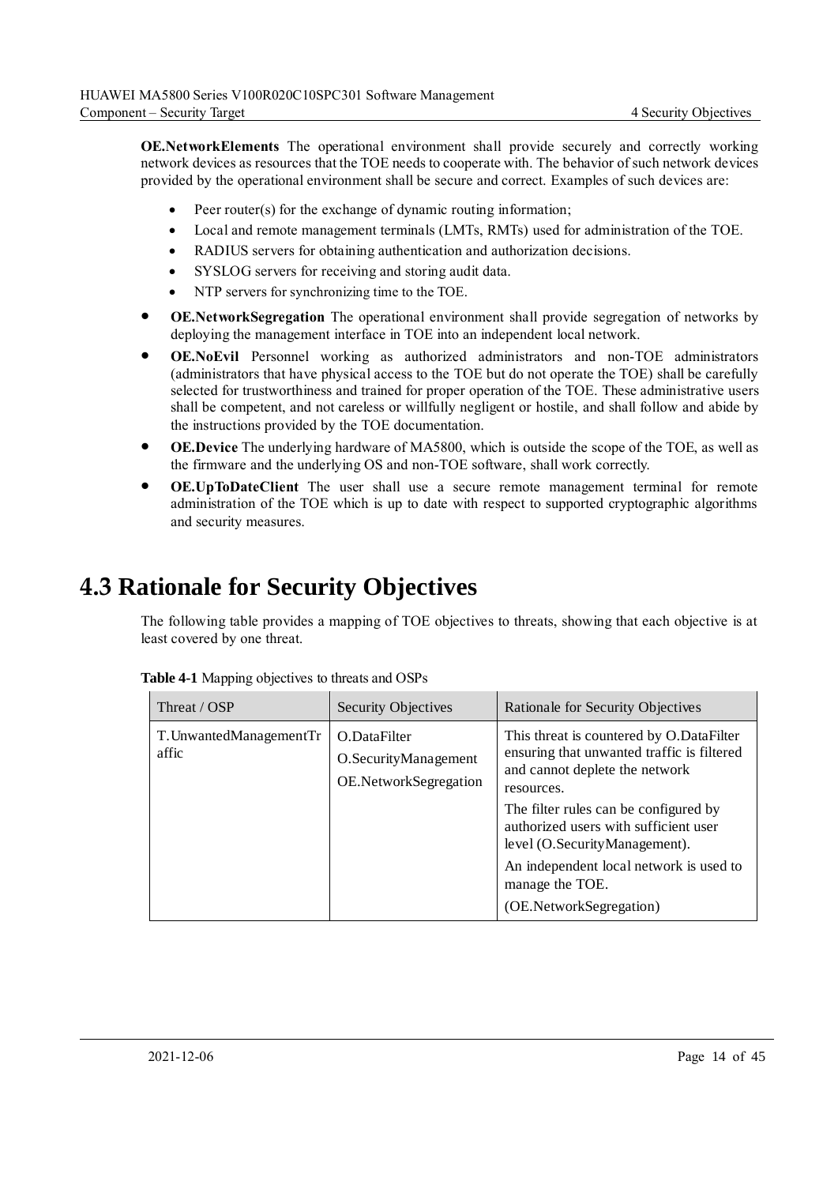**OE.NetworkElements** The operational environment shall provide securely and correctly working network devices as resources that the TOE needs to cooperate with. The behavior of such network devices provided by the operational environment shall be secure and correct. Examples of such devices are:

- Peer router(s) for the exchange of dynamic routing information;
- Local and remote management terminals (LMTs, RMTs) used for administration of the TOE.
- RADIUS servers for obtaining authentication and authorization decisions.
- SYSLOG servers for receiving and storing audit data.
- NTP servers for synchronizing time to the TOE.

- **OE.NetworkSegregation** The operational environment shall provide segregation of networks by deploying the management interface in TOE into an independent local network.
- **OE.NoEvil** Personnel working as authorized administrators and non-TOE administrators (administrators that have physical access to the TOE but do not operate the TOE) shall be carefully selected for trustworthiness and trained for proper operation of the TOE. These administrative users shall be competent, and not careless or willfully negligent or hostile, and shall follow and abide by the instructions provided by the TOE documentation.
- **OE.Device** The underlying hardware of MA5800, which is outside the scope of the TOE, as well as the firmware and the underlying OS and non-TOE software, shall work correctly.
- **OE.UpToDateClient** The user shall use a secure remote management terminal for remote administration of the TOE which is up to date with respect to supported cryptographic algorithms and security measures.

## 4.3 Rationale for Security Objectives

The following table provides a mapping of TOE objectives to threats, showing that each objective is at least covered by one threat.

**Table 4-1** Mapping objectives to threats and OSPs

| Threat / OSP | Security Objectives | Rationale for Security Objectives |
|---|---|---|
| T.UnwantedManagementTraffic | O.DataFilter<br>O.SecurityManagement<br>OE.NetworkSegregation | This threat is countered by O.DataFilter ensuring that unwanted traffic is filtered and cannot deplete the network resources.<br>The filter rules can be configured by authorized users with sufficient user level (O.SecurityManagement).<br>An independent local network is used to manage the TOE.<br>(OE.NetworkSegregation) |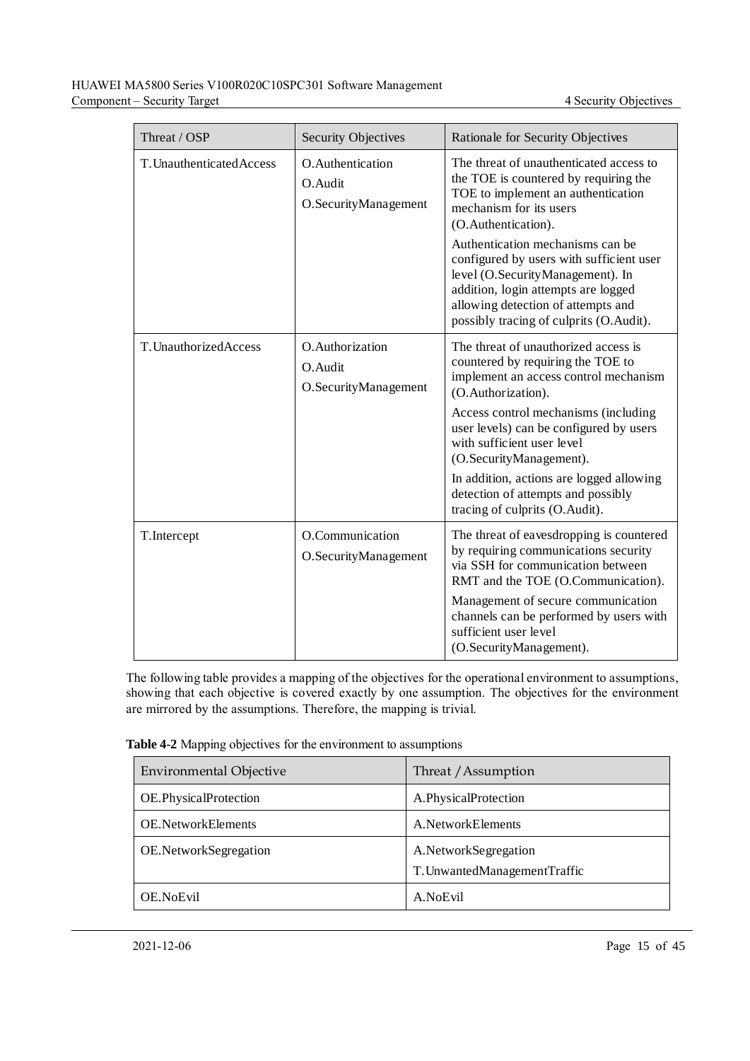| Threat / OSP | Security Objectives | Rationale for Security Objectives |
|---|---|---|
| T.UnauthenticatedAccess | O.Authentication<br>O.Audit<br>O.SecurityManagement | The threat of unauthenticated access to the TOE is countered by requiring the TOE to implement an authentication mechanism for its users (O.Authentication).<br><br>Authentication mechanisms can be configured by users with sufficient user level (O.SecurityManagement). In addition, login attempts are logged allowing detection of attempts and possibly tracing of culprits (O.Audit). |
| T.UnauthorizedAccess | O.Authorization<br>O.Audit<br>O.SecurityManagement | The threat of unauthorized access is countered by requiring the TOE to implement an access control mechanism (O.Authorization).<br><br>Access control mechanisms (including user levels) can be configured by users with sufficient user level (O.SecurityManagement).<br><br>In addition, actions are logged allowing detection of attempts and possibly tracing of culprits (O.Audit). |
| T.Intercept | O.Communication<br>O.SecurityManagement | The threat of eavesdropping is countered by requiring communications security via SSH for communication between RMT and the TOE (O.Communication).<br><br>Management of secure communication channels can be performed by users with sufficient user level (O.SecurityManagement). |

The following table provides a mapping of the objectives for the operational environment to assumptions, showing that each objective is covered exactly by one assumption. The objectives for the environment are mirrored by the assumptions. Therefore, the mapping is trivial.

**Table 4-2** Mapping objectives for the environment to assumptions

| Environmental Objective | Threat / Assumption |
|---|---|
| OE.PhysicalProtection | A.PhysicalProtection |
| OE.NetworkElements | A.NetworkElements |
| OE.NetworkSegregation | A.NetworkSegregation<br>T.UnwantedManagementTraffic |
| OE.NoEvil | A.NoEvil |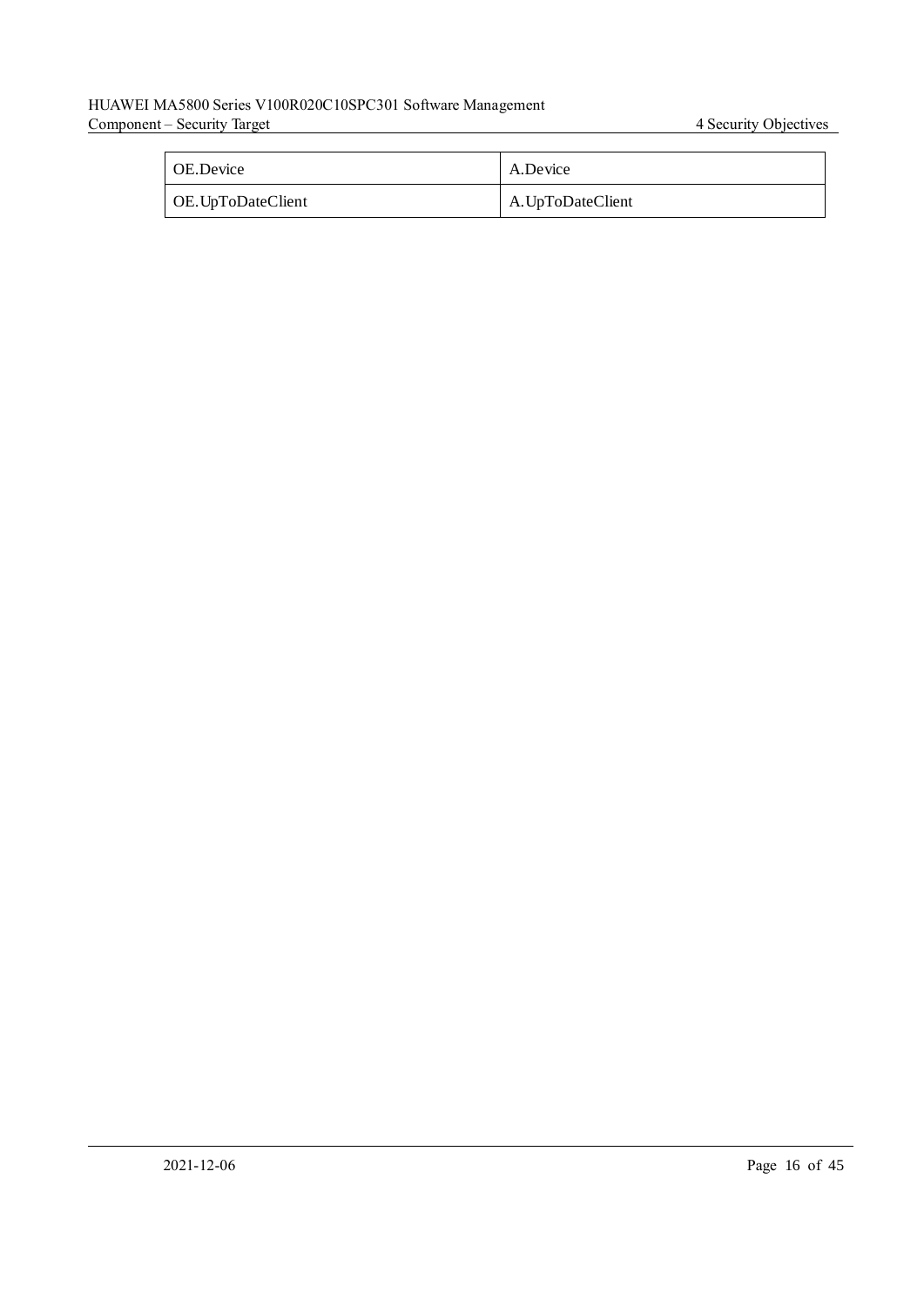| OE.Device | A.Device |
|---|---|
| OE.UpToDateClient | A.UpToDateClient |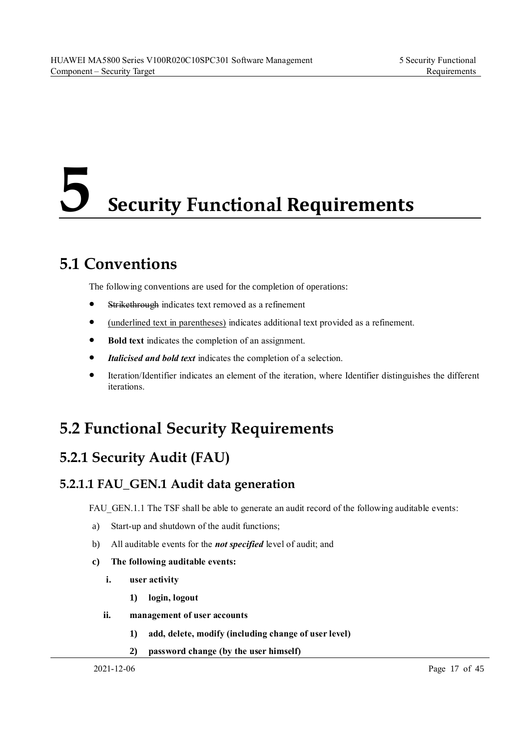# 5 Security Functional Requirements

## 5.1 Conventions

The following conventions are used for the completion of operations:

- ~~Strikethrough~~ indicates text removed as a refinement
- <u>(underlined text in parentheses)</u> indicates additional text provided as a refinement.
- **Bold text** indicates the completion of an assignment.
- ***Italicised and bold text*** indicates the completion of a selection.
- Iteration/Identifier indicates an element of the iteration, where Identifier distinguishes the different iterations.

## 5.2 Functional Security Requirements

### 5.2.1 Security Audit (FAU)

#### 5.2.1.1 FAU_GEN.1 Audit data generation

FAU_GEN.1.1 The TSF shall be able to generate an audit record of the following auditable events:

a) Start-up and shutdown of the audit functions;

b) All auditable events for the ***not specified*** level of audit; and

**c) The following auditable events:**

- **i. user activity**
  - **1) login, logout**
- **ii. management of user accounts**
  - **1) add, delete, modify (including change of user level)**
  - **2) password change (by the user himself)**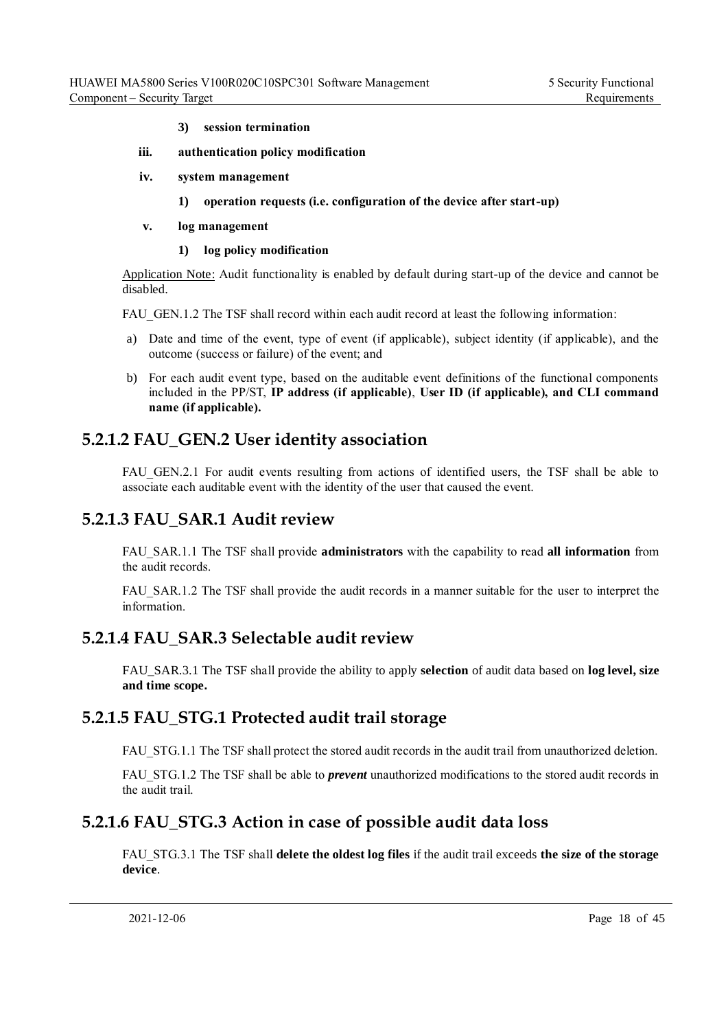**3) session termination**

**iii. authentication policy modification**

**iv. system management**

**1) operation requests (i.e. configuration of the device after start-up)**

**v. log management**

**1) log policy modification**

Application Note: Audit functionality is enabled by default during start-up of the device and cannot be disabled.

FAU_GEN.1.2 The TSF shall record within each audit record at least the following information:

a) Date and time of the event, type of event (if applicable), subject identity (if applicable), and the outcome (success or failure) of the event; and

b) For each audit event type, based on the auditable event definitions of the functional components included in the PP/ST, **IP address (if applicable)**, **User ID (if applicable), and CLI command name (if applicable).**

## 5.2.1.2 FAU_GEN.2 User identity association

FAU_GEN.2.1 For audit events resulting from actions of identified users, the TSF shall be able to associate each auditable event with the identity of the user that caused the event.

## 5.2.1.3 FAU_SAR.1 Audit review

FAU_SAR.1.1 The TSF shall provide **administrators** with the capability to read **all information** from the audit records.

FAU_SAR.1.2 The TSF shall provide the audit records in a manner suitable for the user to interpret the information.

## 5.2.1.4 FAU_SAR.3 Selectable audit review

FAU_SAR.3.1 The TSF shall provide the ability to apply **selection** of audit data based on **log level, size and time scope.**

## 5.2.1.5 FAU_STG.1 Protected audit trail storage

FAU_STG.1.1 The TSF shall protect the stored audit records in the audit trail from unauthorized deletion.

FAU_STG.1.2 The TSF shall be able to ***prevent*** unauthorized modifications to the stored audit records in the audit trail.

## 5.2.1.6 FAU_STG.3 Action in case of possible audit data loss

FAU_STG.3.1 The TSF shall **delete the oldest log files** if the audit trail exceeds **the size of the storage device**.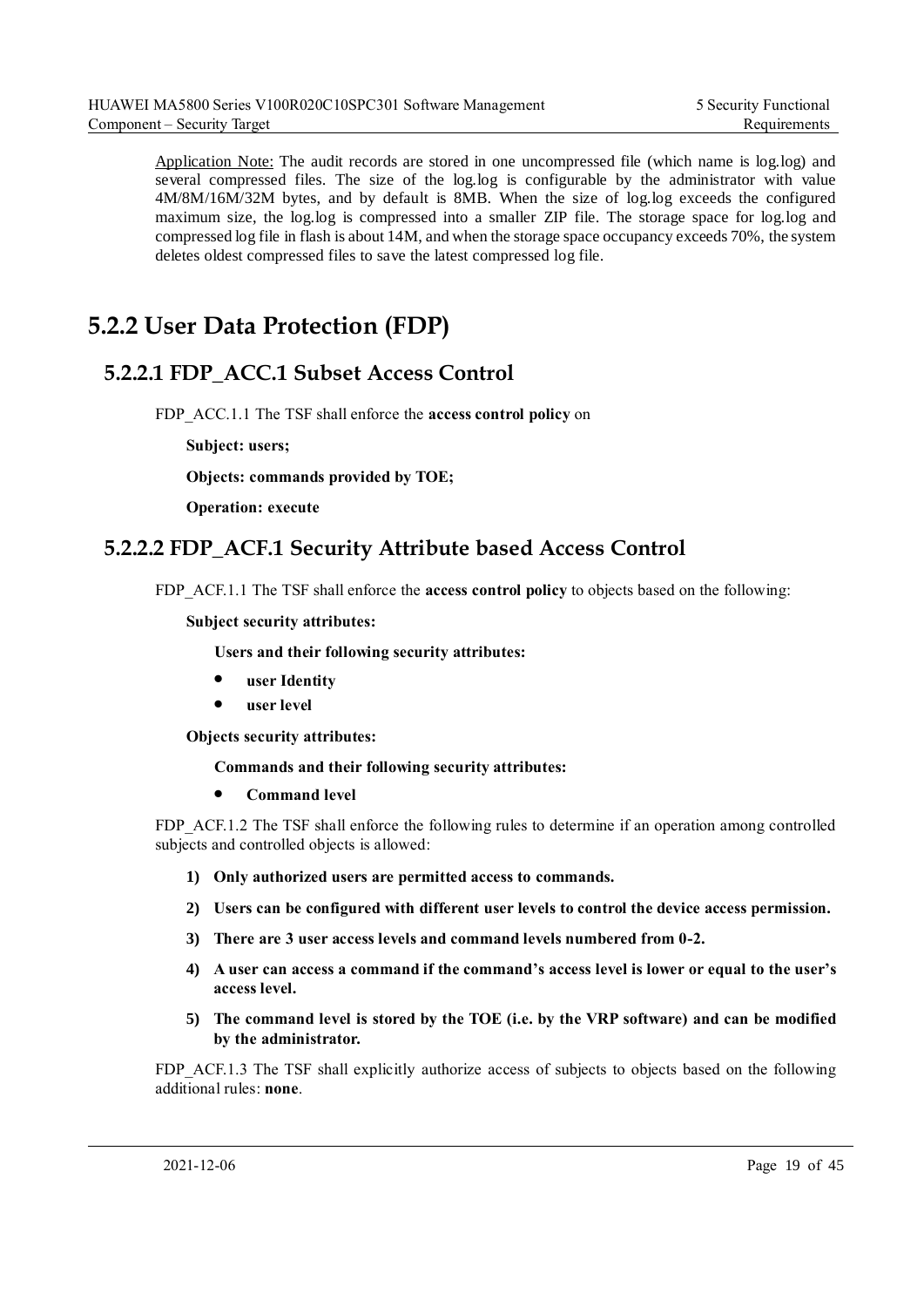Application Note: The audit records are stored in one uncompressed file (which name is log.log) and several compressed files. The size of the log.log is configurable by the administrator with value 4M/8M/16M/32M bytes, and by default is 8MB. When the size of log.log exceeds the configured maximum size, the log.log is compressed into a smaller ZIP file. The storage space for log.log and compressed log file in flash is about 14M, and when the storage space occupancy exceeds 70%, the system deletes oldest compressed files to save the latest compressed log file.

## 5.2.2 User Data Protection (FDP)

### 5.2.2.1 FDP_ACC.1 Subset Access Control

FDP_ACC.1.1 The TSF shall enforce the **access control policy** on

**Subject: users;**

**Objects: commands provided by TOE;**

**Operation: execute**

### 5.2.2.2 FDP_ACF.1 Security Attribute based Access Control

FDP_ACF.1.1 The TSF shall enforce the **access control policy** to objects based on the following:

**Subject security attributes:**

**Users and their following security attributes:**

- **user Identity**
- **user level**

**Objects security attributes:**

**Commands and their following security attributes:**

- **Command level**

FDP_ACF.1.2 The TSF shall enforce the following rules to determine if an operation among controlled subjects and controlled objects is allowed:

1) **Only authorized users are permitted access to commands.**
2) **Users can be configured with different user levels to control the device access permission.**
3) **There are 3 user access levels and command levels numbered from 0-2.**
4) **A user can access a command if the command's access level is lower or equal to the user's access level.**
5) **The command level is stored by the TOE (i.e. by the VRP software) and can be modified by the administrator.**

FDP_ACF.1.3 The TSF shall explicitly authorize access of subjects to objects based on the following additional rules: **none**.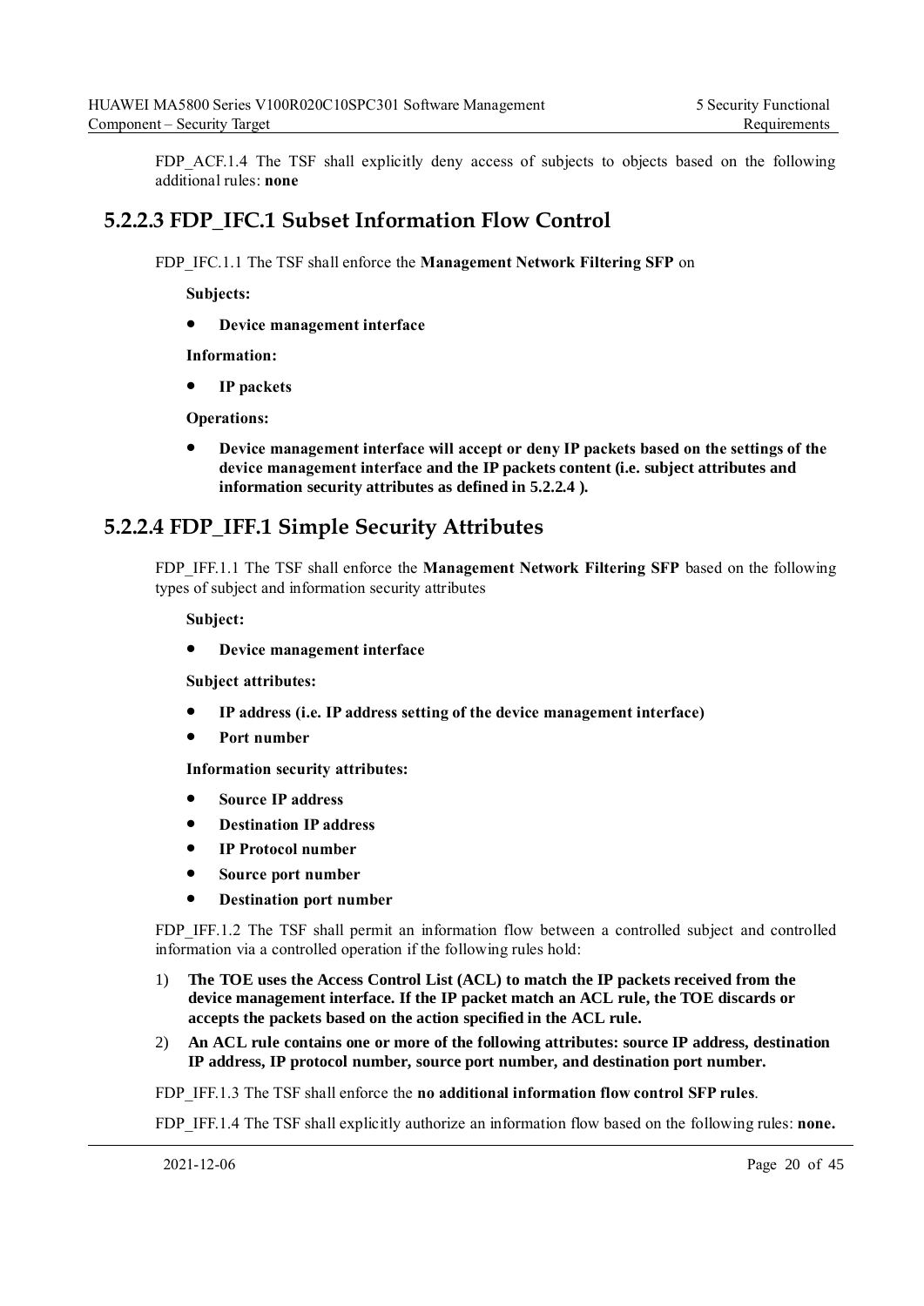FDP_ACF.1.4 The TSF shall explicitly deny access of subjects to objects based on the following additional rules: **none**

### 5.2.2.3 FDP_IFC.1 Subset Information Flow Control

FDP_IFC.1.1 The TSF shall enforce the **Management Network Filtering SFP** on

**Subjects:**

- **Device management interface**

**Information:**

- **IP packets**

**Operations:**

- **Device management interface will accept or deny IP packets based on the settings of the device management interface and the IP packets content (i.e. subject attributes and information security attributes as defined in 5.2.2.4 ).**

### 5.2.2.4 FDP_IFF.1 Simple Security Attributes

FDP_IFF.1.1 The TSF shall enforce the **Management Network Filtering SFP** based on the following types of subject and information security attributes

**Subject:**

- **Device management interface**

**Subject attributes:**

- **IP address (i.e. IP address setting of the device management interface)**
- **Port number**

**Information security attributes:**

- **Source IP address**
- **Destination IP address**
- **IP Protocol number**
- **Source port number**
- **Destination port number**

FDP_IFF.1.2 The TSF shall permit an information flow between a controlled subject and controlled information via a controlled operation if the following rules hold:

1) **The TOE uses the Access Control List (ACL) to match the IP packets received from the device management interface. If the IP packet match an ACL rule, the TOE discards or accepts the packets based on the action specified in the ACL rule.**
2) **An ACL rule contains one or more of the following attributes: source IP address, destination IP address, IP protocol number, source port number, and destination port number.**

FDP_IFF.1.3 The TSF shall enforce the **no additional information flow control SFP rules**.

FDP_IFF.1.4 The TSF shall explicitly authorize an information flow based on the following rules: **none.**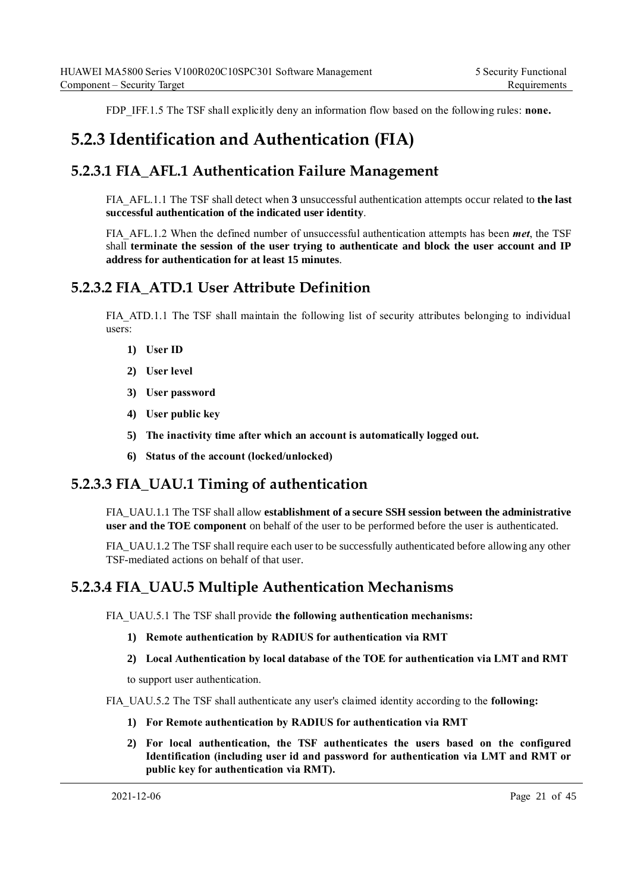FDP_IFF.1.5 The TSF shall explicitly deny an information flow based on the following rules: **none.**

## 5.2.3 Identification and Authentication (FIA)

### 5.2.3.1 FIA_AFL.1 Authentication Failure Management

FIA_AFL.1.1 The TSF shall detect when **3** unsuccessful authentication attempts occur related to **the last successful authentication of the indicated user identity**.

FIA_AFL.1.2 When the defined number of unsuccessful authentication attempts has been ***met***, the TSF shall **terminate the session of the user trying to authenticate and block the user account and IP address for authentication for at least 15 minutes**.

### 5.2.3.2 FIA_ATD.1 User Attribute Definition

FIA_ATD.1.1 The TSF shall maintain the following list of security attributes belonging to individual users:

1) **User ID**
2) **User level**
3) **User password**
4) **User public key**
5) **The inactivity time after which an account is automatically logged out.**
6) **Status of the account (locked/unlocked)**

### 5.2.3.3 FIA_UAU.1 Timing of authentication

FIA_UAU.1.1 The TSF shall allow **establishment of a secure SSH session between the administrative user and the TOE component** on behalf of the user to be performed before the user is authenticated.

FIA_UAU.1.2 The TSF shall require each user to be successfully authenticated before allowing any other TSF-mediated actions on behalf of that user.

### 5.2.3.4 FIA_UAU.5 Multiple Authentication Mechanisms

FIA_UAU.5.1 The TSF shall provide **the following authentication mechanisms:**

1) **Remote authentication by RADIUS for authentication via RMT**
2) **Local Authentication by local database of the TOE for authentication via LMT and RMT**

to support user authentication.

FIA_UAU.5.2 The TSF shall authenticate any user's claimed identity according to the **following:**

1) **For Remote authentication by RADIUS for authentication via RMT**
2) **For local authentication, the TSF authenticates the users based on the configured Identification (including user id and password for authentication via LMT and RMT or public key for authentication via RMT).**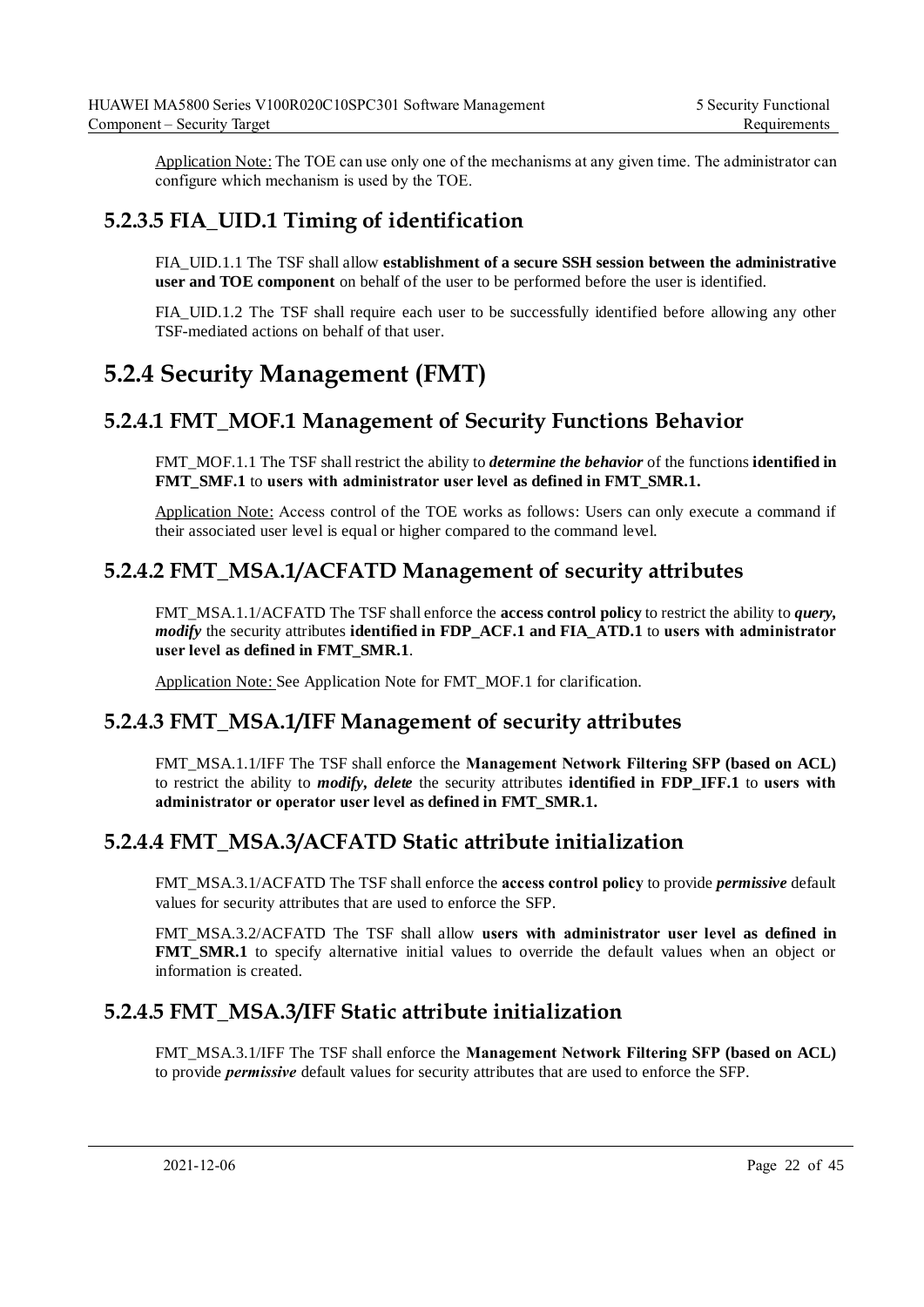Application Note: The TOE can use only one of the mechanisms at any given time. The administrator can configure which mechanism is used by the TOE.

### 5.2.3.5 FIA_UID.1 Timing of identification

FIA_UID.1.1 The TSF shall allow **establishment of a secure SSH session between the administrative user and TOE component** on behalf of the user to be performed before the user is identified.

FIA_UID.1.2 The TSF shall require each user to be successfully identified before allowing any other TSF-mediated actions on behalf of that user.

## 5.2.4 Security Management (FMT)

### 5.2.4.1 FMT_MOF.1 Management of Security Functions Behavior

FMT_MOF.1.1 The TSF shall restrict the ability to ***determine the behavior*** of the functions **identified in FMT_SMF.1** to **users with administrator user level as defined in FMT_SMR.1.**

Application Note: Access control of the TOE works as follows: Users can only execute a command if their associated user level is equal or higher compared to the command level.

### 5.2.4.2 FMT_MSA.1/ACFATD Management of security attributes

FMT_MSA.1.1/ACFATD The TSF shall enforce the **access control policy** to restrict the ability to ***query, modify*** the security attributes **identified in FDP_ACF.1 and FIA_ATD.1** to **users with administrator user level as defined in FMT_SMR.1**.

Application Note: See Application Note for FMT_MOF.1 for clarification.

### 5.2.4.3 FMT_MSA.1/IFF Management of security attributes

FMT_MSA.1.1/IFF The TSF shall enforce the **Management Network Filtering SFP (based on ACL)** to restrict the ability to ***modify, delete*** the security attributes **identified in FDP_IFF.1** to **users with administrator or operator user level as defined in FMT_SMR.1.**

### 5.2.4.4 FMT_MSA.3/ACFATD Static attribute initialization

FMT_MSA.3.1/ACFATD The TSF shall enforce the **access control policy** to provide ***permissive*** default values for security attributes that are used to enforce the SFP.

FMT_MSA.3.2/ACFATD The TSF shall allow **users with administrator user level as defined in FMT_SMR.1** to specify alternative initial values to override the default values when an object or information is created.

### 5.2.4.5 FMT_MSA.3/IFF Static attribute initialization

FMT_MSA.3.1/IFF The TSF shall enforce the **Management Network Filtering SFP (based on ACL)** to provide ***permissive*** default values for security attributes that are used to enforce the SFP.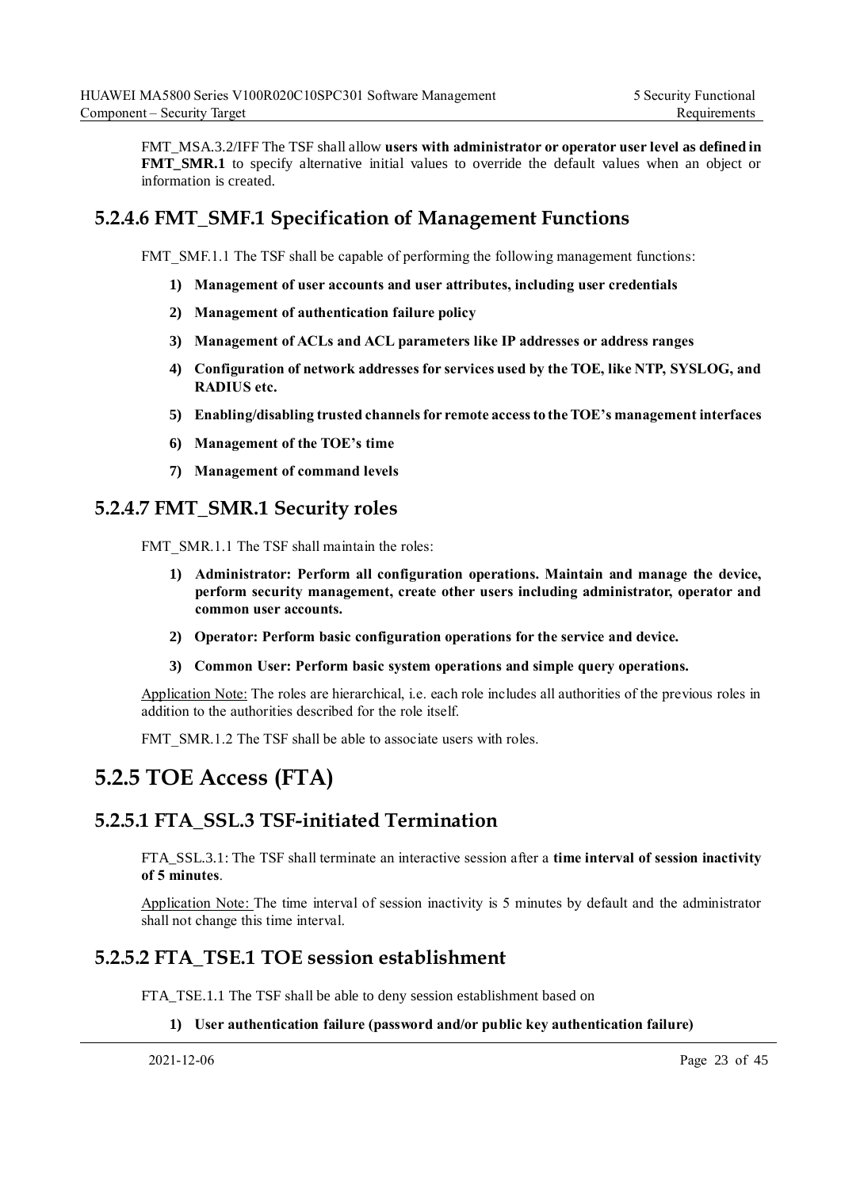FMT_MSA.3.2/IFF The TSF shall allow **users with administrator or operator user level as defined in FMT_SMR.1** to specify alternative initial values to override the default values when an object or information is created.

### 5.2.4.6 FMT_SMF.1 Specification of Management Functions

FMT_SMF.1.1 The TSF shall be capable of performing the following management functions:

1) **Management of user accounts and user attributes, including user credentials**
2) **Management of authentication failure policy**
3) **Management of ACLs and ACL parameters like IP addresses or address ranges**
4) **Configuration of network addresses for services used by the TOE, like NTP, SYSLOG, and RADIUS etc.**
5) **Enabling/disabling trusted channels for remote access to the TOE's management interfaces**
6) **Management of the TOE's time**
7) **Management of command levels**

### 5.2.4.7 FMT_SMR.1 Security roles

FMT_SMR.1.1 The TSF shall maintain the roles:

1) **Administrator: Perform all configuration operations. Maintain and manage the device, perform security management, create other users including administrator, operator and common user accounts.**
2) **Operator: Perform basic configuration operations for the service and device.**
3) **Common User: Perform basic system operations and simple query operations.**

Application Note: The roles are hierarchical, i.e. each role includes all authorities of the previous roles in addition to the authorities described for the role itself.

FMT_SMR.1.2 The TSF shall be able to associate users with roles.

## 5.2.5 TOE Access (FTA)

### 5.2.5.1 FTA_SSL.3 TSF-initiated Termination

FTA_SSL.3.1: The TSF shall terminate an interactive session after a **time interval of session inactivity of 5 minutes**.

Application Note: The time interval of session inactivity is 5 minutes by default and the administrator shall not change this time interval.

### 5.2.5.2 FTA_TSE.1 TOE session establishment

FTA_TSE.1.1 The TSF shall be able to deny session establishment based on

1) **User authentication failure (password and/or public key authentication failure)**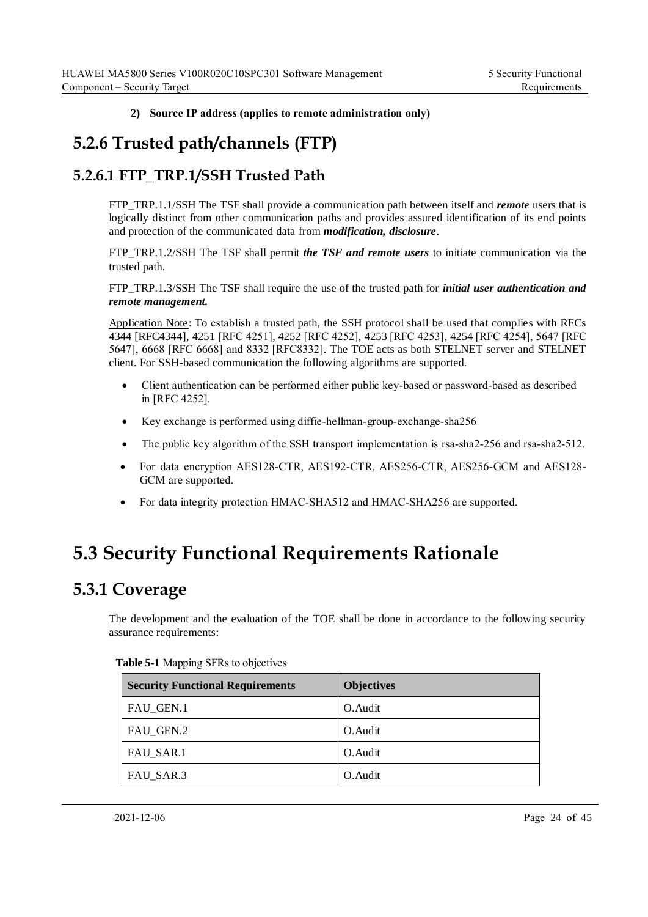**2) Source IP address (applies to remote administration only)**

## 5.2.6 Trusted path/channels (FTP)

### 5.2.6.1 FTP_TRP.1/SSH Trusted Path

FTP_TRP.1.1/SSH The TSF shall provide a communication path between itself and ***remote*** users that is logically distinct from other communication paths and provides assured identification of its end points and protection of the communicated data from ***modification, disclosure***.

FTP_TRP.1.2/SSH The TSF shall permit ***the TSF and remote users*** to initiate communication via the trusted path.

FTP_TRP.1.3/SSH The TSF shall require the use of the trusted path for ***initial user authentication and remote management.***

Application Note: To establish a trusted path, the SSH protocol shall be used that complies with RFCs 4344 [RFC4344], 4251 [RFC 4251], 4252 [RFC 4252], 4253 [RFC 4253], 4254 [RFC 4254], 5647 [RFC 5647], 6668 [RFC 6668] and 8332 [RFC8332]. The TOE acts as both STELNET server and STELNET client. For SSH-based communication the following algorithms are supported.

- Client authentication can be performed either public key-based or password-based as described in [RFC 4252].
- Key exchange is performed using diffie-hellman-group-exchange-sha256
- The public key algorithm of the SSH transport implementation is rsa-sha2-256 and rsa-sha2-512.
- For data encryption AES128-CTR, AES192-CTR, AES256-CTR, AES256-GCM and AES128-GCM are supported.
- For data integrity protection HMAC-SHA512 and HMAC-SHA256 are supported.

# 5.3 Security Functional Requirements Rationale

## 5.3.1 Coverage

The development and the evaluation of the TOE shall be done in accordance to the following security assurance requirements:

**Table 5-1** Mapping SFRs to objectives

| Security Functional Requirements | Objectives |
|---|---|
| FAU_GEN.1 | O.Audit |
| FAU_GEN.2 | O.Audit |
| FAU_SAR.1 | O.Audit |
| FAU_SAR.3 | O.Audit |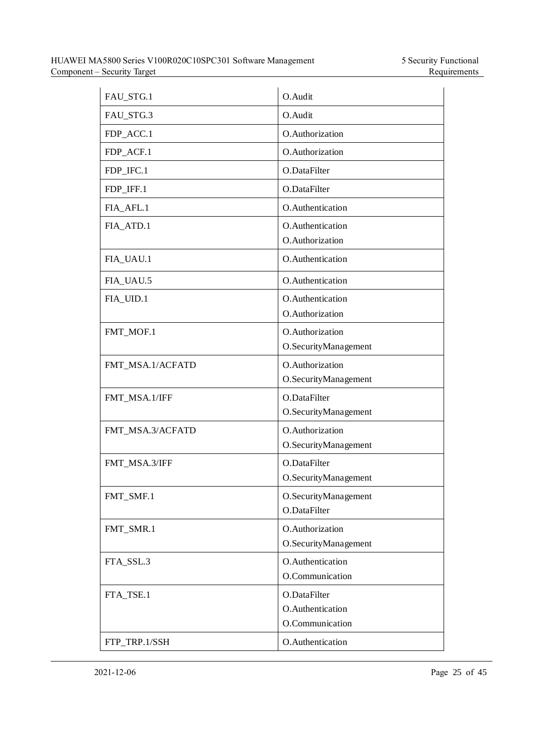| | |
|---|---|
| FAU_STG.1 | O.Audit |
| FAU_STG.3 | O.Audit |
| FDP_ACC.1 | O.Authorization |
| FDP_ACF.1 | O.Authorization |
| FDP_IFC.1 | O.DataFilter |
| FDP_IFF.1 | O.DataFilter |
| FIA_AFL.1 | O.Authentication |
| FIA_ATD.1 | O.Authentication<br>O.Authorization |
| FIA_UAU.1 | O.Authentication |
| FIA_UAU.5 | O.Authentication |
| FIA_UID.1 | O.Authentication<br>O.Authorization |
| FMT_MOF.1 | O.Authorization<br>O.SecurityManagement |
| FMT_MSA.1/ACFATD | O.Authorization<br>O.SecurityManagement |
| FMT_MSA.1/IFF | O.DataFilter<br>O.SecurityManagement |
| FMT_MSA.3/ACFATD | O.Authorization<br>O.SecurityManagement |
| FMT_MSA.3/IFF | O.DataFilter<br>O.SecurityManagement |
| FMT_SMF.1 | O.SecurityManagement<br>O.DataFilter |
| FMT_SMR.1 | O.Authorization<br>O.SecurityManagement |
| FTA_SSL.3 | O.Authentication<br>O.Communication |
| FTA_TSE.1 | O.DataFilter<br>O.Authentication<br>O.Communication |
| FTP_TRP.1/SSH | O.Authentication |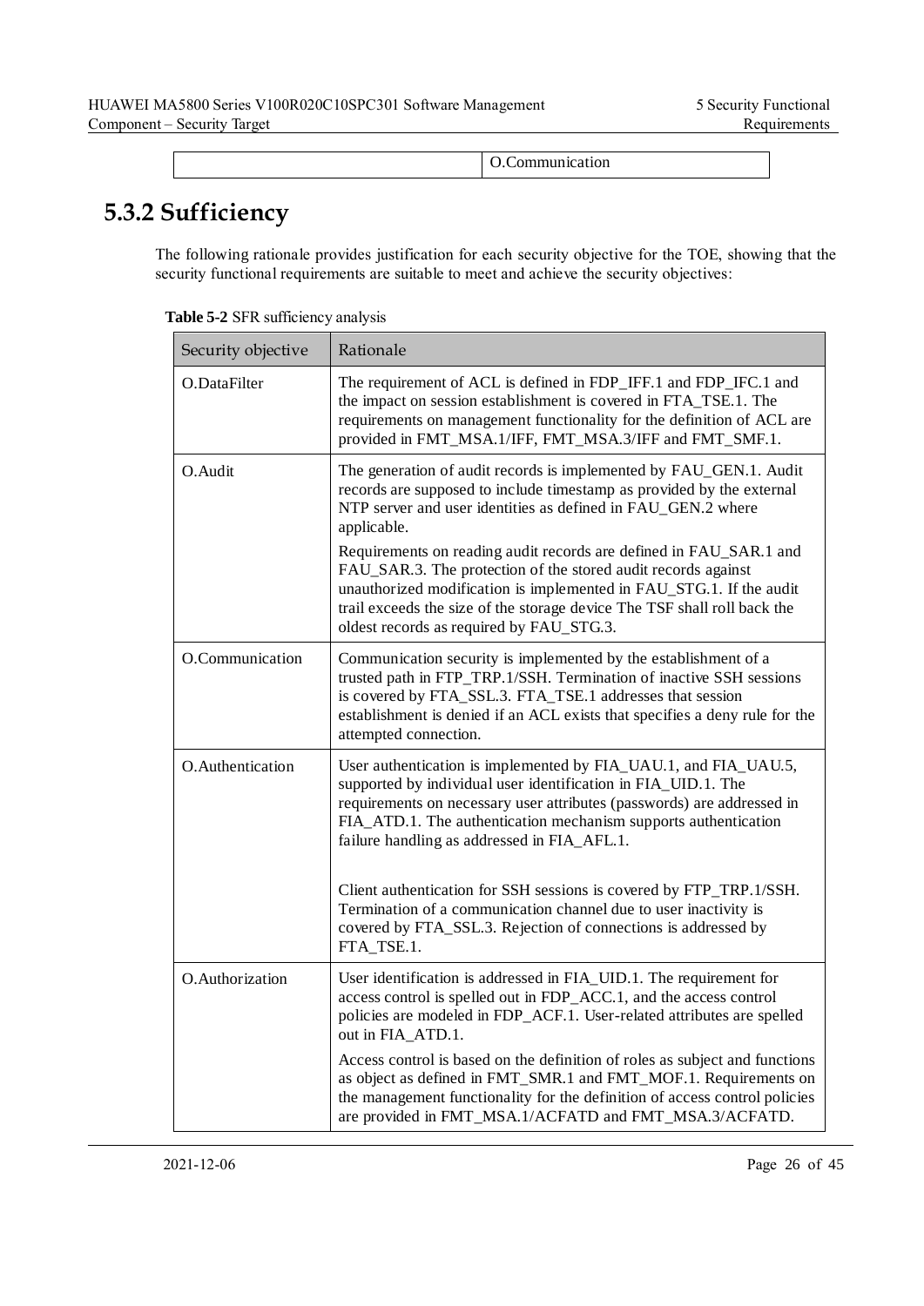| | O.Communication |
|---|---|

## 5.3.2 Sufficiency

The following rationale provides justification for each security objective for the TOE, showing that the security functional requirements are suitable to meet and achieve the security objectives:

**Table 5-2** SFR sufficiency analysis

| Security objective | Rationale |
|---|---|
| O.DataFilter | The requirement of ACL is defined in FDP_IFF.1 and FDP_IFC.1 and the impact on session establishment is covered in FTA_TSE.1. The requirements on management functionality for the definition of ACL are provided in FMT_MSA.1/IFF, FMT_MSA.3/IFF and FMT_SMF.1. |
| O.Audit | The generation of audit records is implemented by FAU_GEN.1. Audit records are supposed to include timestamp as provided by the external NTP server and user identities as defined in FAU_GEN.2 where applicable.<br><br>Requirements on reading audit records are defined in FAU_SAR.1 and FAU_SAR.3. The protection of the stored audit records against unauthorized modification is implemented in FAU_STG.1. If the audit trail exceeds the size of the storage device The TSF shall roll back the oldest records as required by FAU_STG.3. |
| O.Communication | Communication security is implemented by the establishment of a trusted path in FTP_TRP.1/SSH. Termination of inactive SSH sessions is covered by FTA_SSL.3. FTA_TSE.1 addresses that session establishment is denied if an ACL exists that specifies a deny rule for the attempted connection. |
| O.Authentication | User authentication is implemented by FIA_UAU.1, and FIA_UAU.5, supported by individual user identification in FIA_UID.1. The requirements on necessary user attributes (passwords) are addressed in FIA_ATD.1. The authentication mechanism supports authentication failure handling as addressed in FIA_AFL.1.<br><br>Client authentication for SSH sessions is covered by FTP_TRP.1/SSH. Termination of a communication channel due to user inactivity is covered by FTA_SSL.3. Rejection of connections is addressed by FTA_TSE.1. |
| O.Authorization | User identification is addressed in FIA_UID.1. The requirement for access control is spelled out in FDP_ACC.1, and the access control policies are modeled in FDP_ACF.1. User-related attributes are spelled out in FIA_ATD.1.<br><br>Access control is based on the definition of roles as subject and functions as object as defined in FMT_SMR.1 and FMT_MOF.1. Requirements on the management functionality for the definition of access control policies are provided in FMT_MSA.1/ACFATD and FMT_MSA.3/ACFATD. |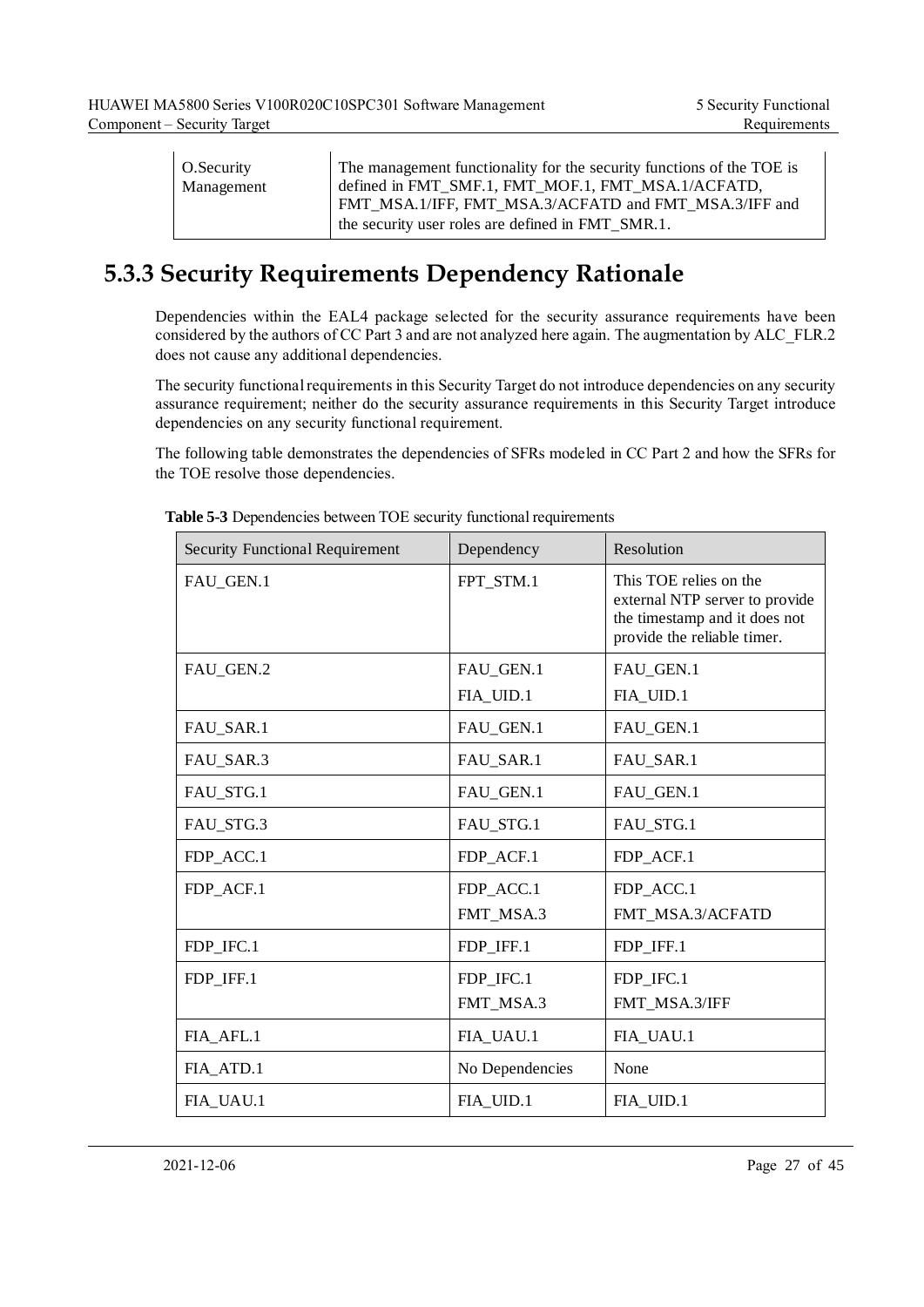| O.Security Management | The management functionality for the security functions of the TOE is defined in FMT_SMF.1, FMT_MOF.1, FMT_MSA.1/ACFATD, FMT_MSA.1/IFF, FMT_MSA.3/ACFATD and FMT_MSA.3/IFF and the security user roles are defined in FMT_SMR.1. |
|---|---|

## 5.3.3 Security Requirements Dependency Rationale

Dependencies within the EAL4 package selected for the security assurance requirements have been considered by the authors of CC Part 3 and are not analyzed here again. The augmentation by ALC_FLR.2 does not cause any additional dependencies.

The security functional requirements in this Security Target do not introduce dependencies on any security assurance requirement; neither do the security assurance requirements in this Security Target introduce dependencies on any security functional requirement.

The following table demonstrates the dependencies of SFRs modeled in CC Part 2 and how the SFRs for the TOE resolve those dependencies.

**Table 5-3** Dependencies between TOE security functional requirements

| Security Functional Requirement | Dependency | Resolution |
|---|---|---|
| FAU_GEN.1 | FPT_STM.1 | This TOE relies on the external NTP server to provide the timestamp and it does not provide the reliable timer. |
| FAU_GEN.2 | FAU_GEN.1<br>FIA_UID.1 | FAU_GEN.1<br>FIA_UID.1 |
| FAU_SAR.1 | FAU_GEN.1 | FAU_GEN.1 |
| FAU_SAR.3 | FAU_SAR.1 | FAU_SAR.1 |
| FAU_STG.1 | FAU_GEN.1 | FAU_GEN.1 |
| FAU_STG.3 | FAU_STG.1 | FAU_STG.1 |
| FDP_ACC.1 | FDP_ACF.1 | FDP_ACF.1 |
| FDP_ACF.1 | FDP_ACC.1<br>FMT_MSA.3 | FDP_ACC.1<br>FMT_MSA.3/ACFATD |
| FDP_IFC.1 | FDP_IFF.1 | FDP_IFF.1 |
| FDP_IFF.1 | FDP_IFC.1<br>FMT_MSA.3 | FDP_IFC.1<br>FMT_MSA.3/IFF |
| FIA_AFL.1 | FIA_UAU.1 | FIA_UAU.1 |
| FIA_ATD.1 | No Dependencies | None |
| FIA_UAU.1 | FIA_UID.1 | FIA_UID.1 |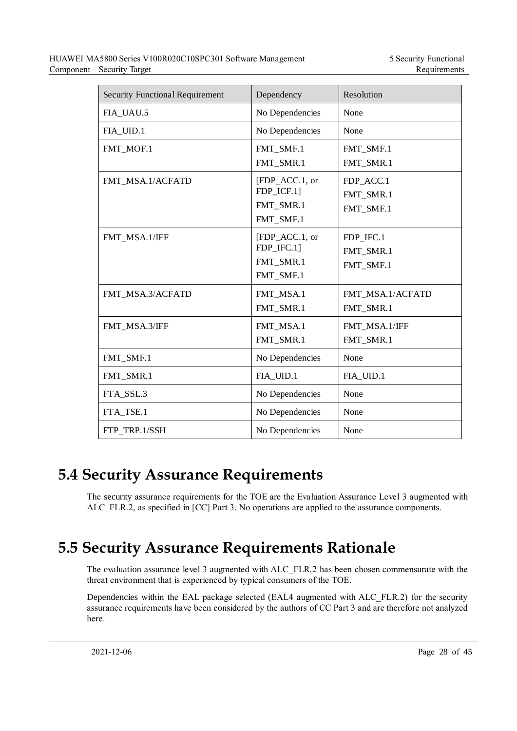| Security Functional Requirement | Dependency | Resolution |
|---|---|---|
| FIA_UAU.5 | No Dependencies | None |
| FIA_UID.1 | No Dependencies | None |
| FMT_MOF.1 | FMT_SMF.1<br>FMT_SMR.1 | FMT_SMF.1<br>FMT_SMR.1 |
| FMT_MSA.1/ACFATD | [FDP_ACC.1, or FDP_ICF.1]<br>FMT_SMR.1<br>FMT_SMF.1 | FDP_ACC.1<br>FMT_SMR.1<br>FMT_SMF.1 |
| FMT_MSA.1/IFF | [FDP_ACC.1, or FDP_IFC.1]<br>FMT_SMR.1<br>FMT_SMF.1 | FDP_IFC.1<br>FMT_SMR.1<br>FMT_SMF.1 |
| FMT_MSA.3/ACFATD | FMT_MSA.1<br>FMT_SMR.1 | FMT_MSA.1/ACFATD<br>FMT_SMR.1 |
| FMT_MSA.3/IFF | FMT_MSA.1<br>FMT_SMR.1 | FMT_MSA.1/IFF<br>FMT_SMR.1 |
| FMT_SMF.1 | No Dependencies | None |
| FMT_SMR.1 | FIA_UID.1 | FIA_UID.1 |
| FTA_SSL.3 | No Dependencies | None |
| FTA_TSE.1 | No Dependencies | None |
| FTP_TRP.1/SSH | No Dependencies | None |

## 5.4 Security Assurance Requirements

The security assurance requirements for the TOE are the Evaluation Assurance Level 3 augmented with ALC_FLR.2, as specified in [CC] Part 3. No operations are applied to the assurance components.

## 5.5 Security Assurance Requirements Rationale

The evaluation assurance level 3 augmented with ALC_FLR.2 has been chosen commensurate with the threat environment that is experienced by typical consumers of the TOE.

Dependencies within the EAL package selected (EAL4 augmented with ALC_FLR.2) for the security assurance requirements have been considered by the authors of CC Part 3 and are therefore not analyzed here.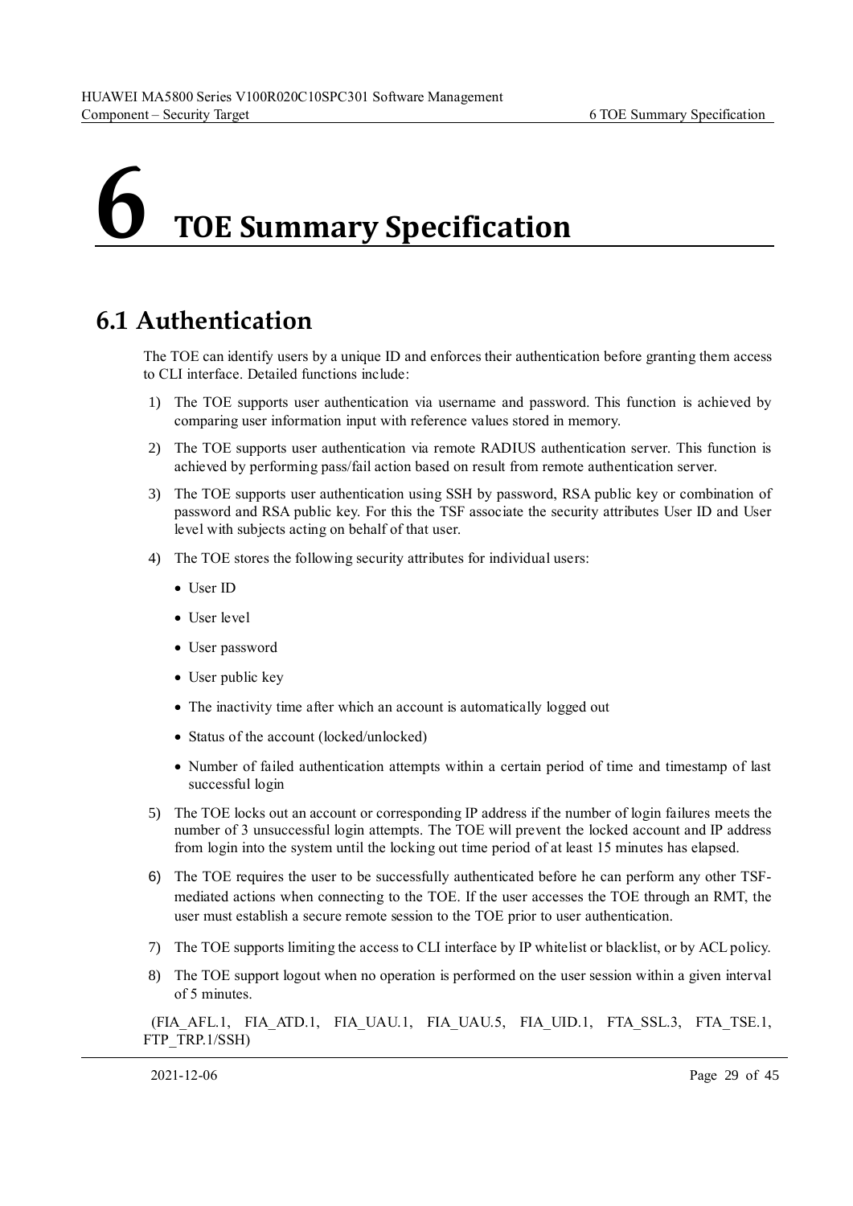# 6 TOE Summary Specification

## 6.1 Authentication

The TOE can identify users by a unique ID and enforces their authentication before granting them access to CLI interface. Detailed functions include:

1) The TOE supports user authentication via username and password. This function is achieved by comparing user information input with reference values stored in memory.
2) The TOE supports user authentication via remote RADIUS authentication server. This function is achieved by performing pass/fail action based on result from remote authentication server.
3) The TOE supports user authentication using SSH by password, RSA public key or combination of password and RSA public key. For this the TSF associate the security attributes User ID and User level with subjects acting on behalf of that user.
4) The TOE stores the following security attributes for individual users:
   - User ID
   - User level
   - User password
   - User public key
   - The inactivity time after which an account is automatically logged out
   - Status of the account (locked/unlocked)
   - Number of failed authentication attempts within a certain period of time and timestamp of last successful login
5) The TOE locks out an account or corresponding IP address if the number of login failures meets the number of 3 unsuccessful login attempts. The TOE will prevent the locked account and IP address from login into the system until the locking out time period of at least 15 minutes has elapsed.
6) The TOE requires the user to be successfully authenticated before he can perform any other TSF-mediated actions when connecting to the TOE. If the user accesses the TOE through an RMT, the user must establish a secure remote session to the TOE prior to user authentication.
7) The TOE supports limiting the access to CLI interface by IP whitelist or blacklist, or by ACL policy.
8) The TOE support logout when no operation is performed on the user session within a given interval of 5 minutes.

(FIA_AFL.1, FIA_ATD.1, FIA_UAU.1, FIA_UAU.5, FIA_UID.1, FTA_SSL.3, FTA_TSE.1, FTP_TRP.1/SSH)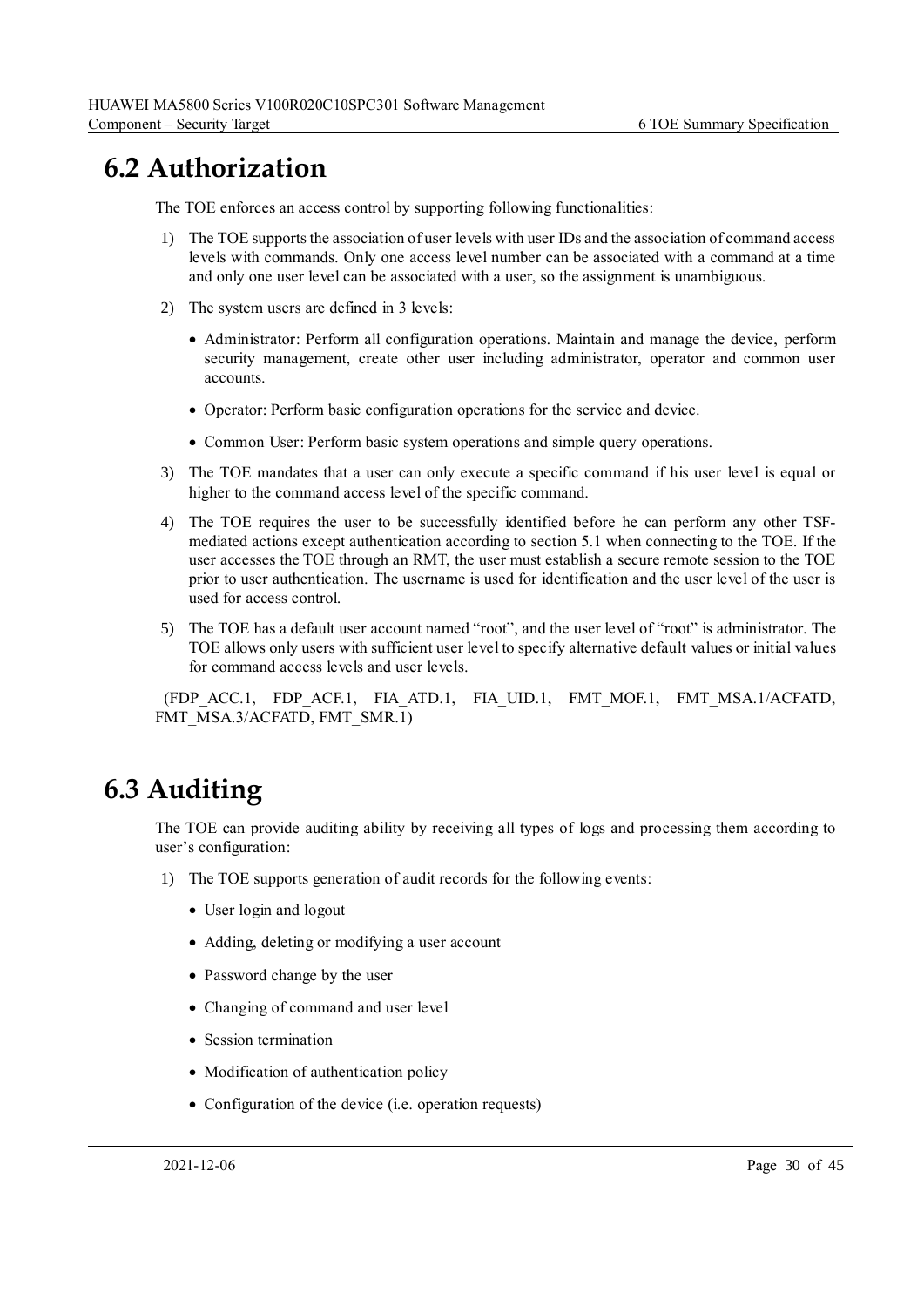## 6.2 Authorization

The TOE enforces an access control by supporting following functionalities:

1) The TOE supports the association of user levels with user IDs and the association of command access levels with commands. Only one access level number can be associated with a command at a time and only one user level can be associated with a user, so the assignment is unambiguous.

2) The system users are defined in 3 levels:

   - Administrator: Perform all configuration operations. Maintain and manage the device, perform security management, create other user including administrator, operator and common user accounts.
   - Operator: Perform basic configuration operations for the service and device.
   - Common User: Perform basic system operations and simple query operations.

3) The TOE mandates that a user can only execute a specific command if his user level is equal or higher to the command access level of the specific command.

4) The TOE requires the user to be successfully identified before he can perform any other TSF-mediated actions except authentication according to section 5.1 when connecting to the TOE. If the user accesses the TOE through an RMT, the user must establish a secure remote session to the TOE prior to user authentication. The username is used for identification and the user level of the user is used for access control.

5) The TOE has a default user account named "root", and the user level of "root" is administrator. The TOE allows only users with sufficient user level to specify alternative default values or initial values for command access levels and user levels.

(FDP_ACC.1, FDP_ACF.1, FIA_ATD.1, FIA_UID.1, FMT_MOF.1, FMT_MSA.1/ACFATD, FMT_MSA.3/ACFATD, FMT_SMR.1)

## 6.3 Auditing

The TOE can provide auditing ability by receiving all types of logs and processing them according to user's configuration:

1) The TOE supports generation of audit records for the following events:

   - User login and logout
   - Adding, deleting or modifying a user account
   - Password change by the user
   - Changing of command and user level
   - Session termination
   - Modification of authentication policy
   - Configuration of the device (i.e. operation requests)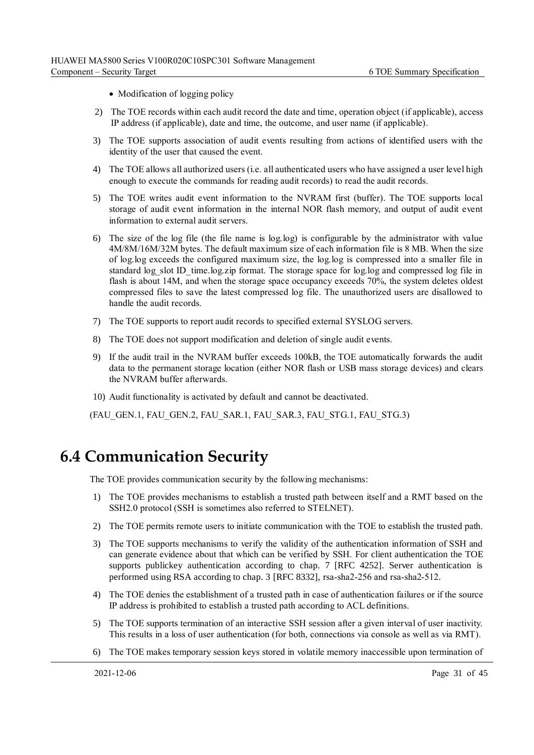- Modification of logging policy

2) The TOE records within each audit record the date and time, operation object (if applicable), access IP address (if applicable), date and time, the outcome, and user name (if applicable).
3) The TOE supports association of audit events resulting from actions of identified users with the identity of the user that caused the event.
4) The TOE allows all authorized users (i.e. all authenticated users who have assigned a user level high enough to execute the commands for reading audit records) to read the audit records.
5) The TOE writes audit event information to the NVRAM first (buffer). The TOE supports local storage of audit event information in the internal NOR flash memory, and output of audit event information to external audit servers.
6) The size of the log file (the file name is log.log) is configurable by the administrator with value 4M/8M/16M/32M bytes. The default maximum size of each information file is 8 MB. When the size of log.log exceeds the configured maximum size, the log.log is compressed into a smaller file in standard log_slot ID_time.log.zip format. The storage space for log.log and compressed log file in flash is about 14M, and when the storage space occupancy exceeds 70%, the system deletes oldest compressed files to save the latest compressed log file. The unauthorized users are disallowed to handle the audit records.
7) The TOE supports to report audit records to specified external SYSLOG servers.
8) The TOE does not support modification and deletion of single audit events.
9) If the audit trail in the NVRAM buffer exceeds 100kB, the TOE automatically forwards the audit data to the permanent storage location (either NOR flash or USB mass storage devices) and clears the NVRAM buffer afterwards.
10) Audit functionality is activated by default and cannot be deactivated.

(FAU_GEN.1, FAU_GEN.2, FAU_SAR.1, FAU_SAR.3, FAU_STG.1, FAU_STG.3)

## 6.4 Communication Security

The TOE provides communication security by the following mechanisms:

1) The TOE provides mechanisms to establish a trusted path between itself and a RMT based on the SSH2.0 protocol (SSH is sometimes also referred to STELNET).
2) The TOE permits remote users to initiate communication with the TOE to establish the trusted path.
3) The TOE supports mechanisms to verify the validity of the authentication information of SSH and can generate evidence about that which can be verified by SSH. For client authentication the TOE supports publickey authentication according to chap. 7 [RFC 4252]. Server authentication is performed using RSA according to chap. 3 [RFC 8332], rsa-sha2-256 and rsa-sha2-512.
4) The TOE denies the establishment of a trusted path in case of authentication failures or if the source IP address is prohibited to establish a trusted path according to ACL definitions.
5) The TOE supports termination of an interactive SSH session after a given interval of user inactivity. This results in a loss of user authentication (for both, connections via console as well as via RMT).
6) The TOE makes temporary session keys stored in volatile memory inaccessible upon termination of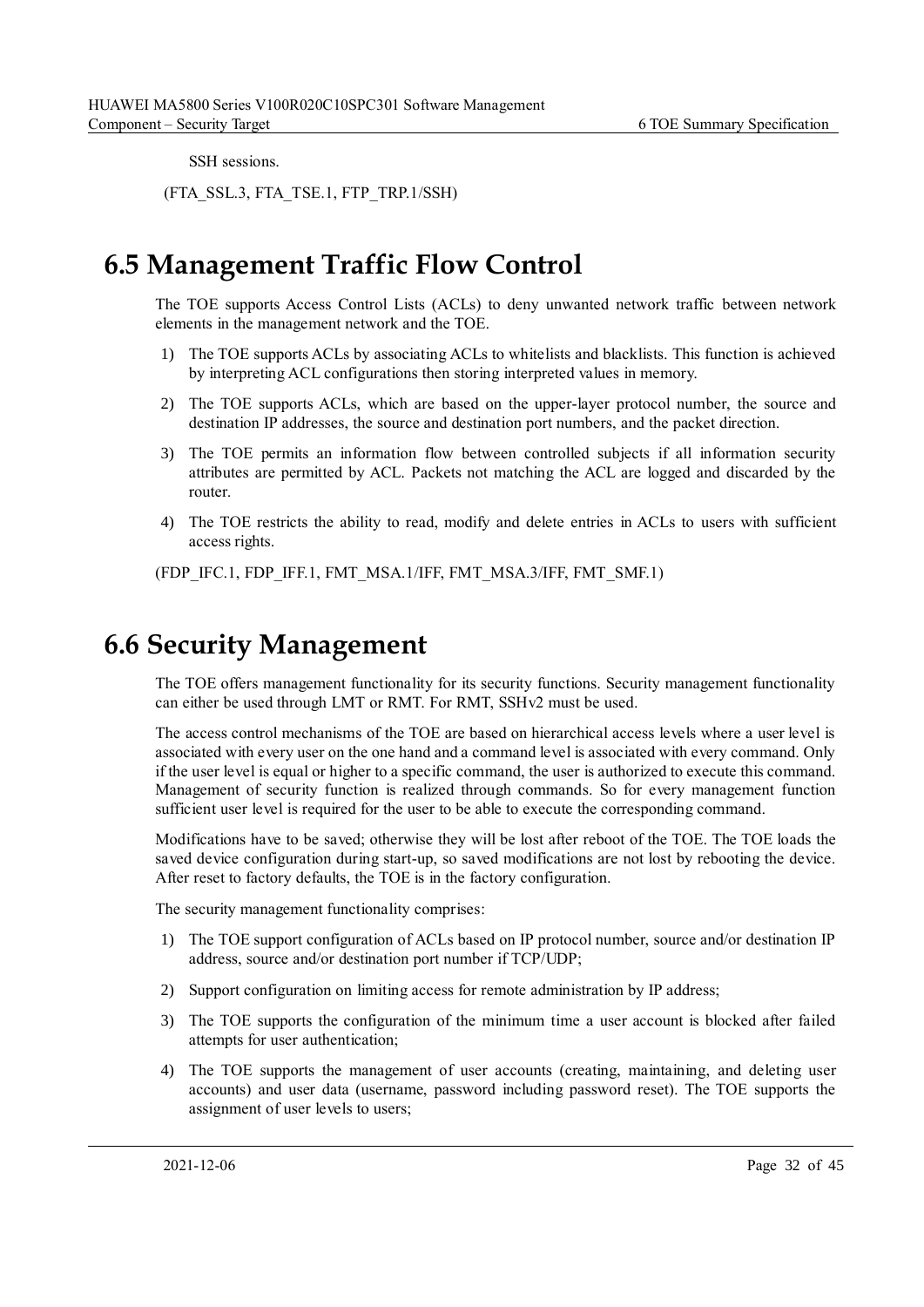SSH sessions.

(FTA_SSL.3, FTA_TSE.1, FTP_TRP.1/SSH)

## 6.5 Management Traffic Flow Control

The TOE supports Access Control Lists (ACLs) to deny unwanted network traffic between network elements in the management network and the TOE.

1) The TOE supports ACLs by associating ACLs to whitelists and blacklists. This function is achieved by interpreting ACL configurations then storing interpreted values in memory.
2) The TOE supports ACLs, which are based on the upper-layer protocol number, the source and destination IP addresses, the source and destination port numbers, and the packet direction.
3) The TOE permits an information flow between controlled subjects if all information security attributes are permitted by ACL. Packets not matching the ACL are logged and discarded by the router.
4) The TOE restricts the ability to read, modify and delete entries in ACLs to users with sufficient access rights.

(FDP_IFC.1, FDP_IFF.1, FMT_MSA.1/IFF, FMT_MSA.3/IFF, FMT_SMF.1)

## 6.6 Security Management

The TOE offers management functionality for its security functions. Security management functionality can either be used through LMT or RMT. For RMT, SSHv2 must be used.

The access control mechanisms of the TOE are based on hierarchical access levels where a user level is associated with every user on the one hand and a command level is associated with every command. Only if the user level is equal or higher to a specific command, the user is authorized to execute this command. Management of security function is realized through commands. So for every management function sufficient user level is required for the user to be able to execute the corresponding command.

Modifications have to be saved; otherwise they will be lost after reboot of the TOE. The TOE loads the saved device configuration during start-up, so saved modifications are not lost by rebooting the device. After reset to factory defaults, the TOE is in the factory configuration.

The security management functionality comprises:

1) The TOE support configuration of ACLs based on IP protocol number, source and/or destination IP address, source and/or destination port number if TCP/UDP;
2) Support configuration on limiting access for remote administration by IP address;
3) The TOE supports the configuration of the minimum time a user account is blocked after failed attempts for user authentication;
4) The TOE supports the management of user accounts (creating, maintaining, and deleting user accounts) and user data (username, password including password reset). The TOE supports the assignment of user levels to users;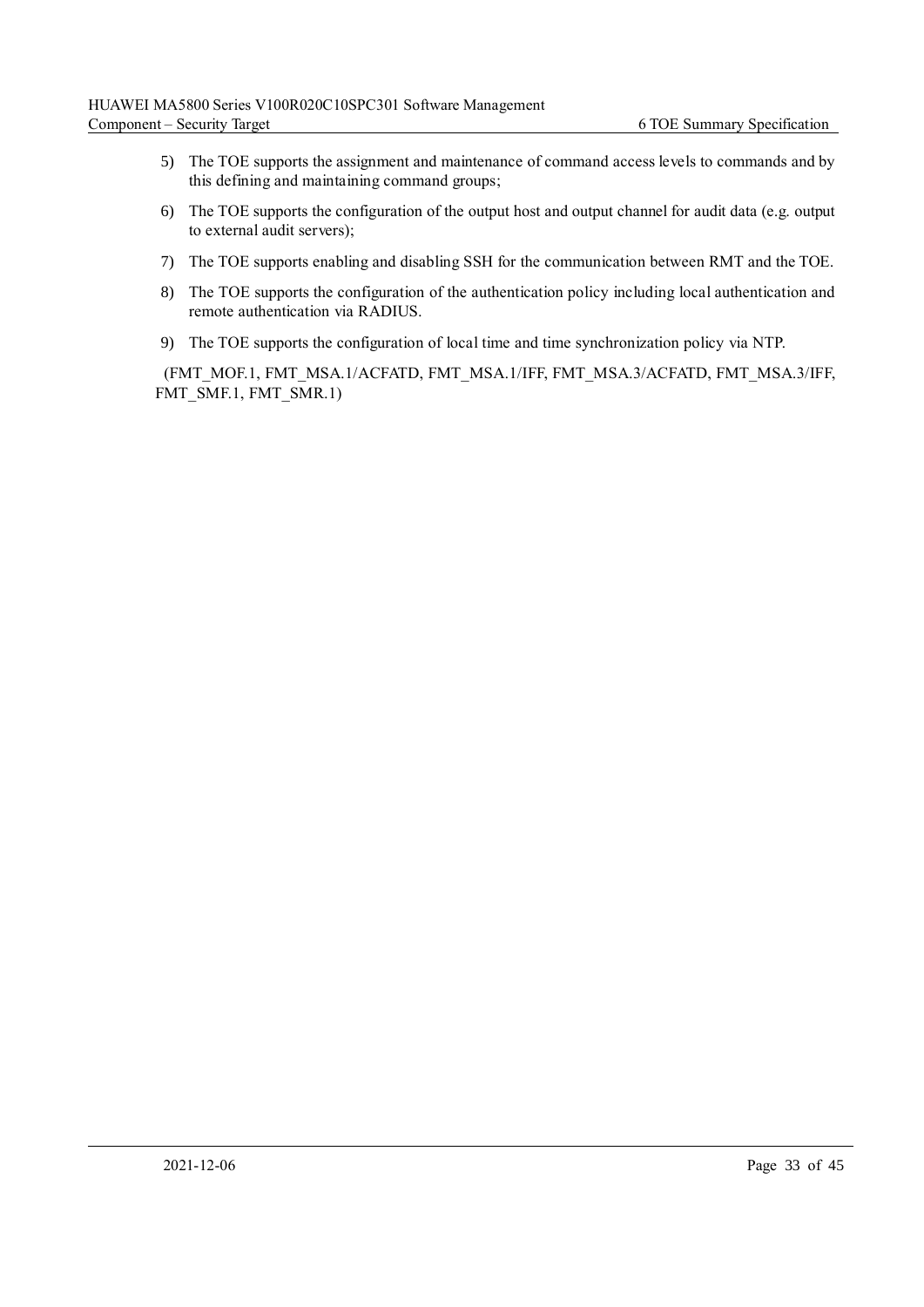5) The TOE supports the assignment and maintenance of command access levels to commands and by this defining and maintaining command groups;
6) The TOE supports the configuration of the output host and output channel for audit data (e.g. output to external audit servers);
7) The TOE supports enabling and disabling SSH for the communication between RMT and the TOE.
8) The TOE supports the configuration of the authentication policy including local authentication and remote authentication via RADIUS.
9) The TOE supports the configuration of local time and time synchronization policy via NTP.

(FMT_MOF.1, FMT_MSA.1/ACFATD, FMT_MSA.1/IFF, FMT_MSA.3/ACFATD, FMT_MSA.3/IFF, FMT_SMF.1, FMT_SMR.1)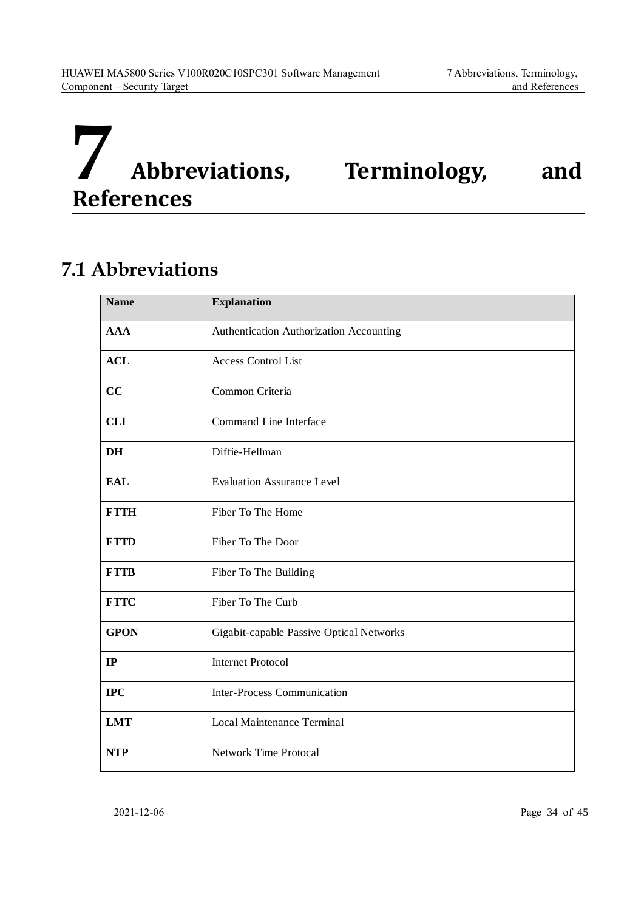# 7 Abbreviations, Terminology, and References

## 7.1 Abbreviations

| Name | Explanation |
|---|---|
| **AAA** | Authentication Authorization Accounting |
| **ACL** | Access Control List |
| **CC** | Common Criteria |
| **CLI** | Command Line Interface |
| **DH** | Diffie-Hellman |
| **EAL** | Evaluation Assurance Level |
| **FTTH** | Fiber To The Home |
| **FTTD** | Fiber To The Door |
| **FTTB** | Fiber To The Building |
| **FTTC** | Fiber To The Curb |
| **GPON** | Gigabit-capable Passive Optical Networks |
| **IP** | Internet Protocol |
| **IPC** | Inter-Process Communication |
| **LMT** | Local Maintenance Terminal |
| **NTP** | Network Time Protocal |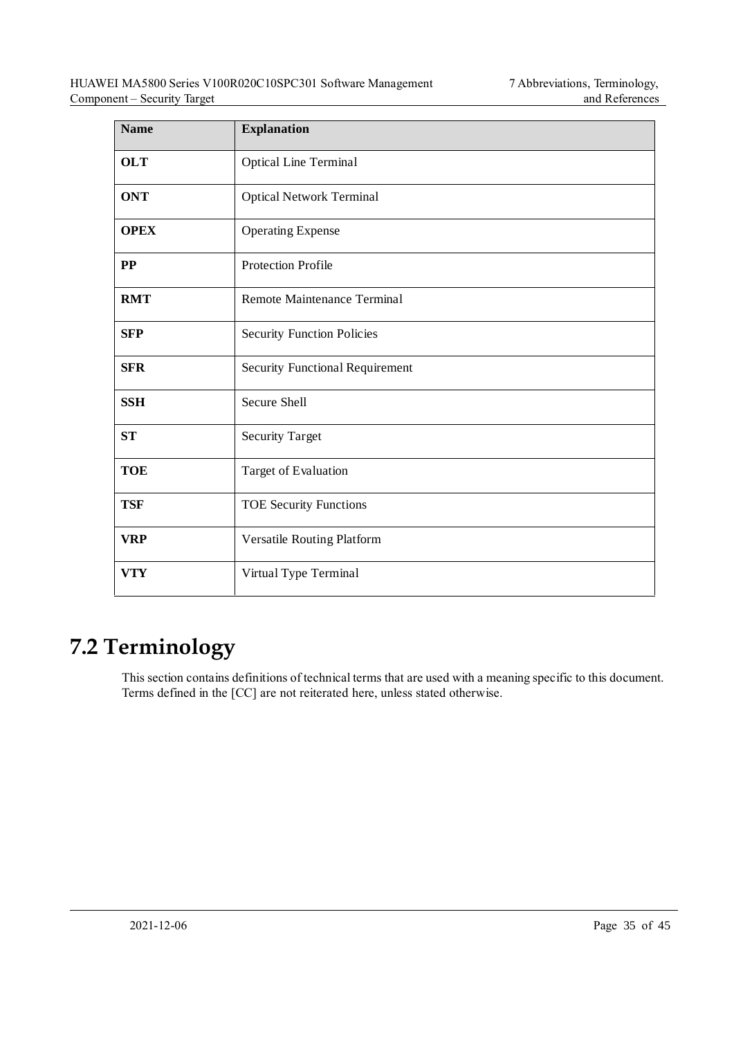| Name | Explanation |
|---|---|
| **OLT** | Optical Line Terminal |
| **ONT** | Optical Network Terminal |
| **OPEX** | Operating Expense |
| **PP** | Protection Profile |
| **RMT** | Remote Maintenance Terminal |
| **SFP** | Security Function Policies |
| **SFR** | Security Functional Requirement |
| **SSH** | Secure Shell |
| **ST** | Security Target |
| **TOE** | Target of Evaluation |
| **TSF** | TOE Security Functions |
| **VRP** | Versatile Routing Platform |
| **VTY** | Virtual Type Terminal |

# 7.2 Terminology

This section contains definitions of technical terms that are used with a meaning specific to this document. Terms defined in the [CC] are not reiterated here, unless stated otherwise.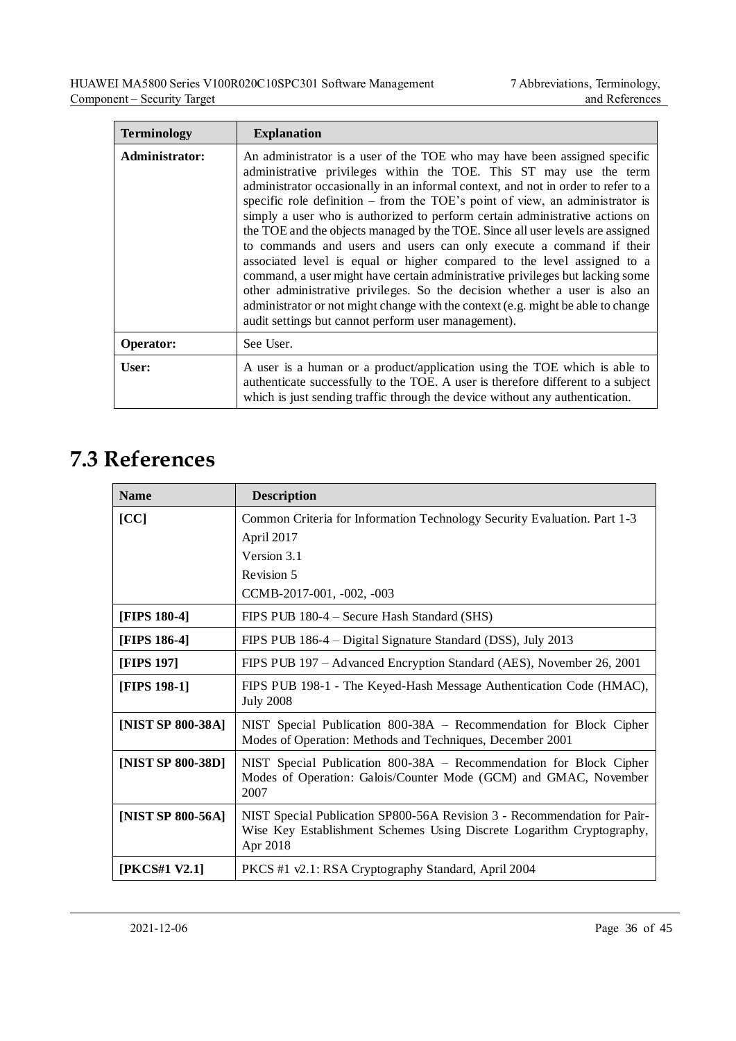| Terminology | Explanation |
|---|---|
| **Administrator:** | An administrator is a user of the TOE who may have been assigned specific administrative privileges within the TOE. This ST may use the term administrator occasionally in an informal context, and not in order to refer to a specific role definition – from the TOE's point of view, an administrator is simply a user who is authorized to perform certain administrative actions on the TOE and the objects managed by the TOE. Since all user levels are assigned to commands and users and users can only execute a command if their associated level is equal or higher compared to the level assigned to a command, a user might have certain administrative privileges but lacking some other administrative privileges. So the decision whether a user is also an administrator or not might change with the context (e.g. might be able to change audit settings but cannot perform user management). |
| **Operator:** | See User. |
| **User:** | A user is a human or a product/application using the TOE which is able to authenticate successfully to the TOE. A user is therefore different to a subject which is just sending traffic through the device without any authentication. |

# 7.3 References

| Name | Description |
|---|---|
| **[CC]** | Common Criteria for Information Technology Security Evaluation. Part 1-3<br>April 2017<br>Version 3.1<br>Revision 5<br>CCMB-2017-001, -002, -003 |
| **[FIPS 180-4]** | FIPS PUB 180-4 – Secure Hash Standard (SHS) |
| **[FIPS 186-4]** | FIPS PUB 186-4 – Digital Signature Standard (DSS), July 2013 |
| **[FIPS 197]** | FIPS PUB 197 – Advanced Encryption Standard (AES), November 26, 2001 |
| **[FIPS 198-1]** | FIPS PUB 198-1 - The Keyed-Hash Message Authentication Code (HMAC), July 2008 |
| **[NIST SP 800-38A]** | NIST Special Publication 800-38A – Recommendation for Block Cipher Modes of Operation: Methods and Techniques, December 2001 |
| **[NIST SP 800-38D]** | NIST Special Publication 800-38A – Recommendation for Block Cipher Modes of Operation: Galois/Counter Mode (GCM) and GMAC, November 2007 |
| **[NIST SP 800-56A]** | NIST Special Publication SP800-56A Revision 3 - Recommendation for Pair-Wise Key Establishment Schemes Using Discrete Logarithm Cryptography, Apr 2018 |
| **[PKCS#1 V2.1]** | PKCS #1 v2.1: RSA Cryptography Standard, April 2004 |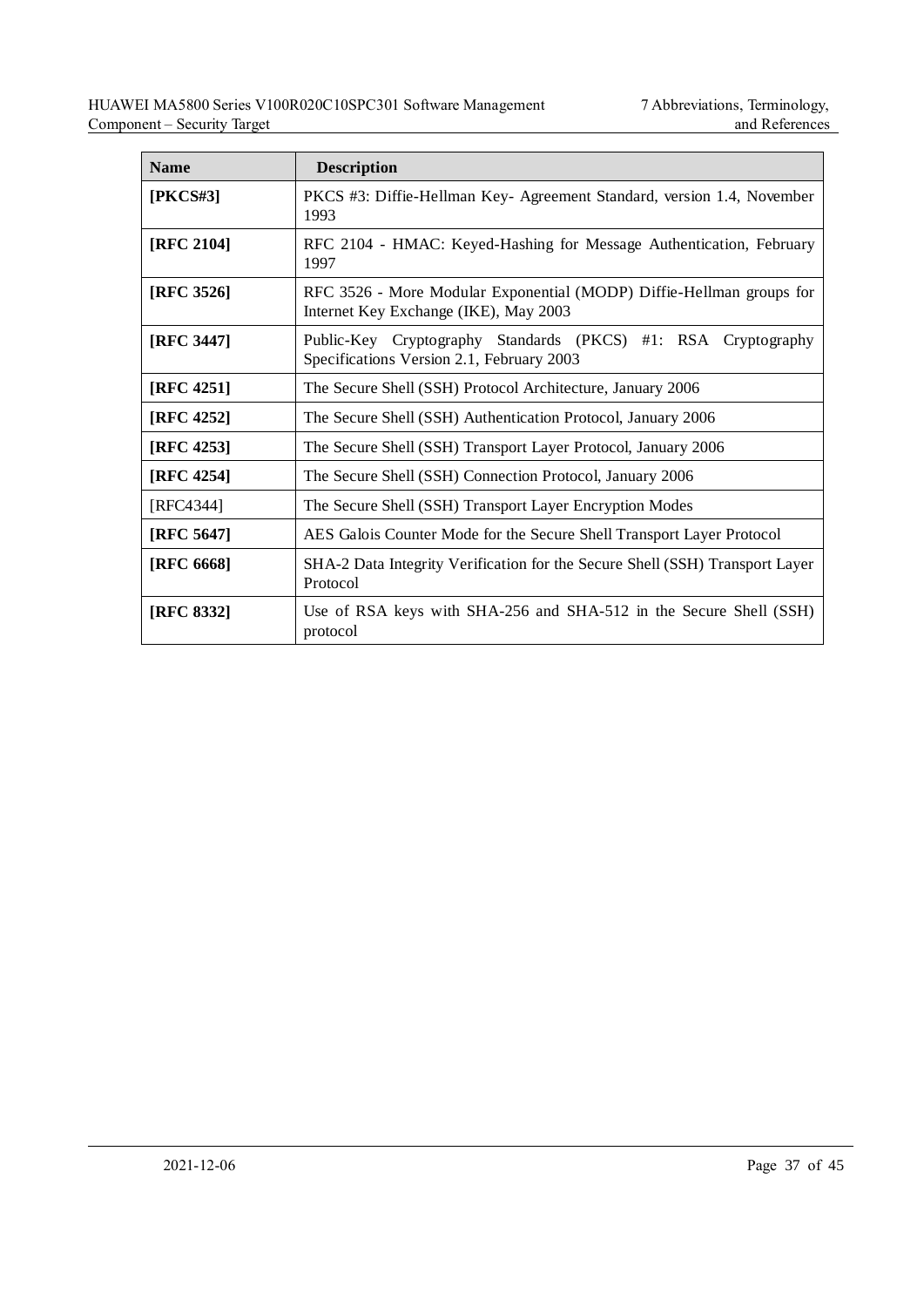| Name | Description |
| --- | --- |
| **[PKCS#3]** | PKCS #3: Diffie-Hellman Key- Agreement Standard, version 1.4, November 1993 |
| **[RFC 2104]** | RFC 2104 - HMAC: Keyed-Hashing for Message Authentication, February 1997 |
| **[RFC 3526]** | RFC 3526 - More Modular Exponential (MODP) Diffie-Hellman groups for Internet Key Exchange (IKE), May 2003 |
| **[RFC 3447]** | Public-Key Cryptography Standards (PKCS) #1: RSA Cryptography Specifications Version 2.1, February 2003 |
| **[RFC 4251]** | The Secure Shell (SSH) Protocol Architecture, January 2006 |
| **[RFC 4252]** | The Secure Shell (SSH) Authentication Protocol, January 2006 |
| **[RFC 4253]** | The Secure Shell (SSH) Transport Layer Protocol, January 2006 |
| **[RFC 4254]** | The Secure Shell (SSH) Connection Protocol, January 2006 |
| [RFC4344] | The Secure Shell (SSH) Transport Layer Encryption Modes |
| **[RFC 5647]** | AES Galois Counter Mode for the Secure Shell Transport Layer Protocol |
| **[RFC 6668]** | SHA-2 Data Integrity Verification for the Secure Shell (SSH) Transport Layer Protocol |
| **[RFC 8332]** | Use of RSA keys with SHA-256 and SHA-512 in the Secure Shell (SSH) protocol |